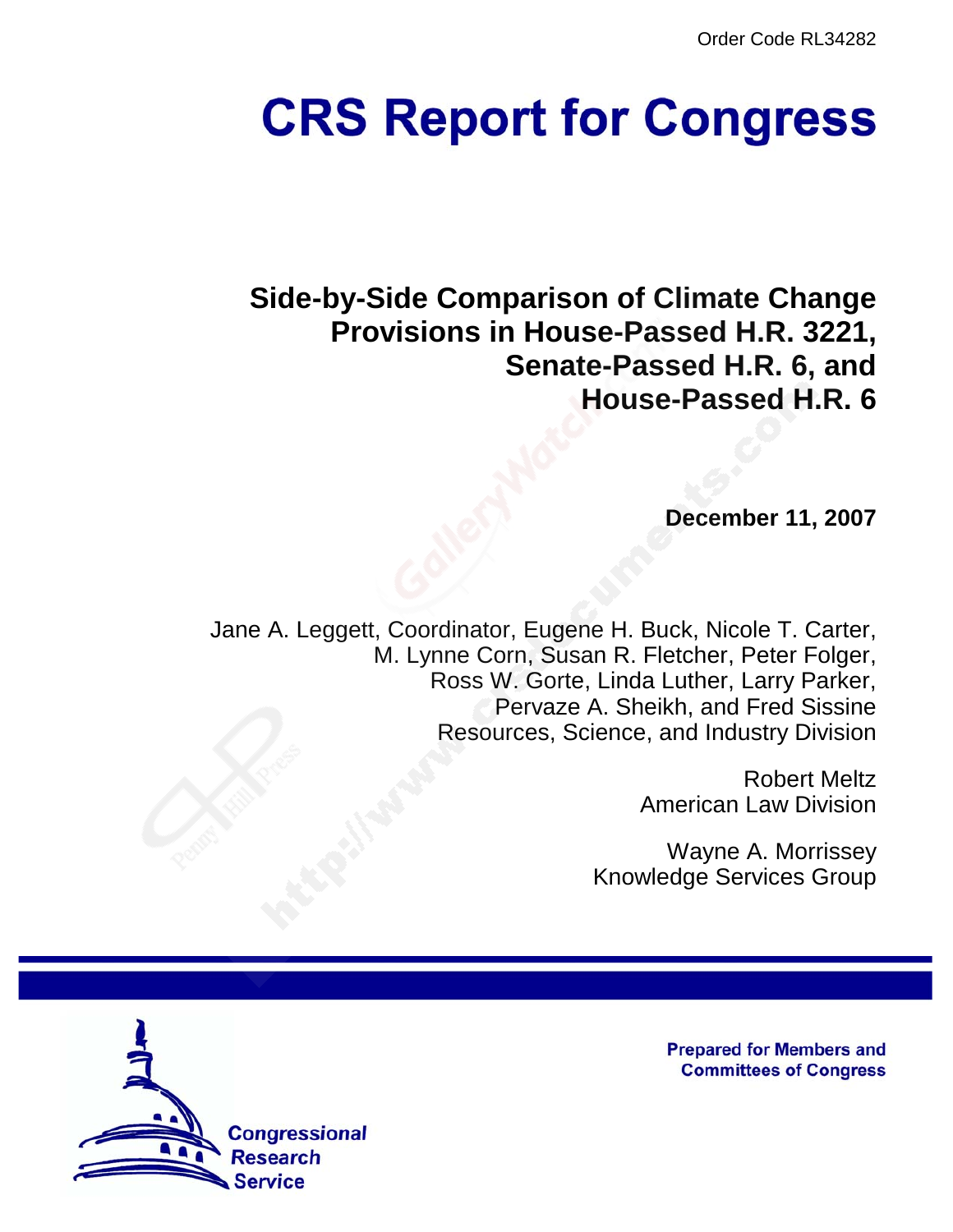Order Code RL34282

# CRS Report for Congress

## Side-by-Side Comparison of Climate Change Provisions in House-Passed H.R. 3221, Senate-Passed H.R. 6, and House-Passed H.R. 6

**December 11, 2007**

Jane A. Leggett, Coordinator, Eugene H. Buck, Nicole T. Carter, M. Lynne Corn, Susan R. Fletcher, Peter Folger, Ross W. Gorte, Linda Luther, Larry Parker, Pervaze A. Sheikh, and Fred Sissine
Resources, Science, and Industry Division

Robert Meltz
American Law Division

Wayne A. Morrissey
Knowledge Services Group

Prepared for Members and Committees of Congress

Congressional Research Service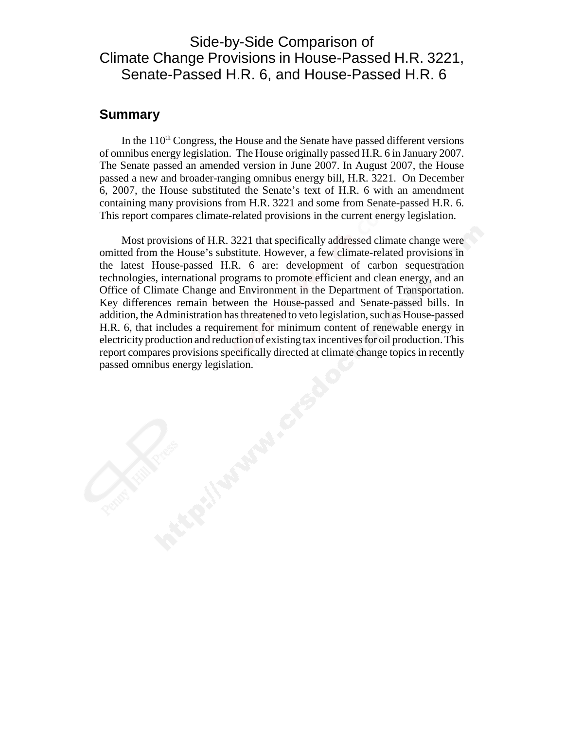# Side-by-Side Comparison of Climate Change Provisions in House-Passed H.R. 3221, Senate-Passed H.R. 6, and House-Passed H.R. 6

## Summary

In the 110th Congress, the House and the Senate have passed different versions of omnibus energy legislation. The House originally passed H.R. 6 in January 2007. The Senate passed an amended version in June 2007. In August 2007, the House passed a new and broader-ranging omnibus energy bill, H.R. 3221. On December 6, 2007, the House substituted the Senate's text of H.R. 6 with an amendment containing many provisions from H.R. 3221 and some from Senate-passed H.R. 6. This report compares climate-related provisions in the current energy legislation.

Most provisions of H.R. 3221 that specifically addressed climate change were omitted from the House's substitute. However, a few climate-related provisions in the latest House-passed H.R. 6 are: development of carbon sequestration technologies, international programs to promote efficient and clean energy, and an Office of Climate Change and Environment in the Department of Transportation. Key differences remain between the House-passed and Senate-passed bills. In addition, the Administration has threatened to veto legislation, such as House-passed H.R. 6, that includes a requirement for minimum content of renewable energy in electricity production and reduction of existing tax incentives for oil production. This report compares provisions specifically directed at climate change topics in recently passed omnibus energy legislation.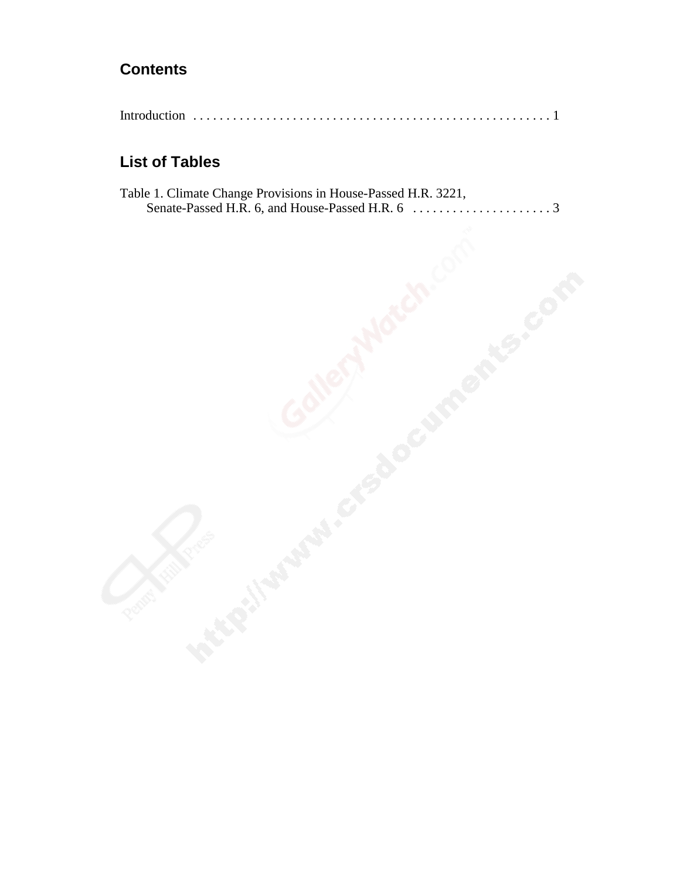## Contents

Introduction . . . . . . . . . . . . . . . . . . . . . . . . . . . . . . . . . . . . . . . . . . . . . . . . . . . . . 1

## List of Tables

Table 1. Climate Change Provisions in House-Passed H.R. 3221, Senate-Passed H.R. 6, and House-Passed H.R. 6 . . . . . . . . . . . . . . . . . . . . . 3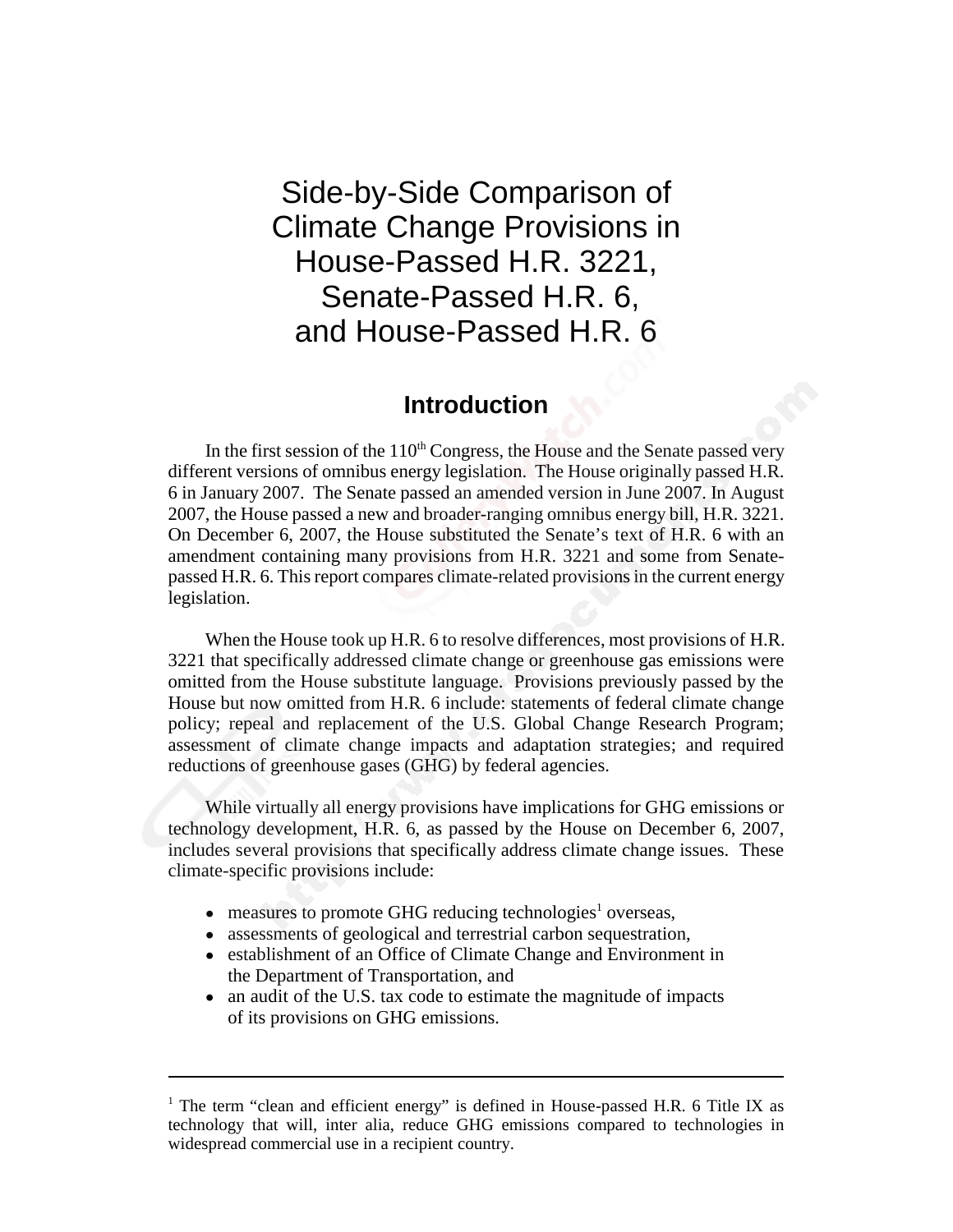# Side-by-Side Comparison of Climate Change Provisions in House-Passed H.R. 3221, Senate-Passed H.R. 6, and House-Passed H.R. 6

## Introduction

In the first session of the 110th Congress, the House and the Senate passed very different versions of omnibus energy legislation. The House originally passed H.R. 6 in January 2007. The Senate passed an amended version in June 2007. In August 2007, the House passed a new and broader-ranging omnibus energy bill, H.R. 3221. On December 6, 2007, the House substituted the Senate's text of H.R. 6 with an amendment containing many provisions from H.R. 3221 and some from Senate-passed H.R. 6. This report compares climate-related provisions in the current energy legislation.

When the House took up H.R. 6 to resolve differences, most provisions of H.R. 3221 that specifically addressed climate change or greenhouse gas emissions were omitted from the House substitute language. Provisions previously passed by the House but now omitted from H.R. 6 include: statements of federal climate change policy; repeal and replacement of the U.S. Global Change Research Program; assessment of climate change impacts and adaptation strategies; and required reductions of greenhouse gases (GHG) by federal agencies.

While virtually all energy provisions have implications for GHG emissions or technology development, H.R. 6, as passed by the House on December 6, 2007, includes several provisions that specifically address climate change issues. These climate-specific provisions include:

- measures to promote GHG reducing technologies[1] overseas,
- assessments of geological and terrestrial carbon sequestration,
- establishment of an Office of Climate Change and Environment in the Department of Transportation, and
- an audit of the U.S. tax code to estimate the magnitude of impacts of its provisions on GHG emissions.

---

[1] The term "clean and efficient energy" is defined in House-passed H.R. 6 Title IX as technology that will, inter alia, reduce GHG emissions compared to technologies in widespread commercial use in a recipient country.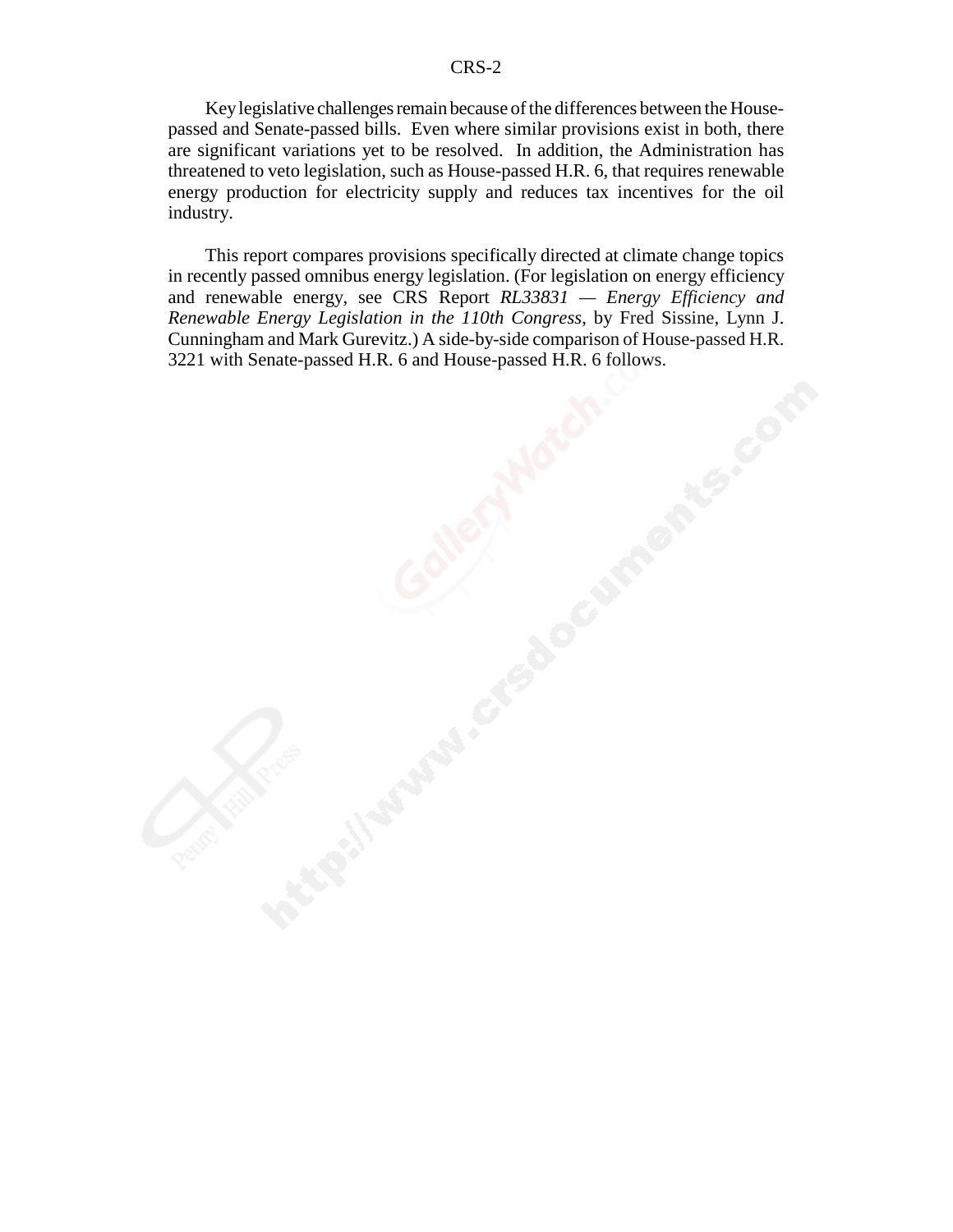Key legislative challenges remain because of the differences between the House-passed and Senate-passed bills. Even where similar provisions exist in both, there are significant variations yet to be resolved. In addition, the Administration has threatened to veto legislation, such as House-passed H.R. 6, that requires renewable energy production for electricity supply and reduces tax incentives for the oil industry.

This report compares provisions specifically directed at climate change topics in recently passed omnibus energy legislation. (For legislation on energy efficiency and renewable energy, see CRS Report *RL33831 — Energy Efficiency and Renewable Energy Legislation in the 110th Congress*, by Fred Sissine, Lynn J. Cunningham and Mark Gurevitz.) A side-by-side comparison of House-passed H.R. 3221 with Senate-passed H.R. 6 and House-passed H.R. 6 follows.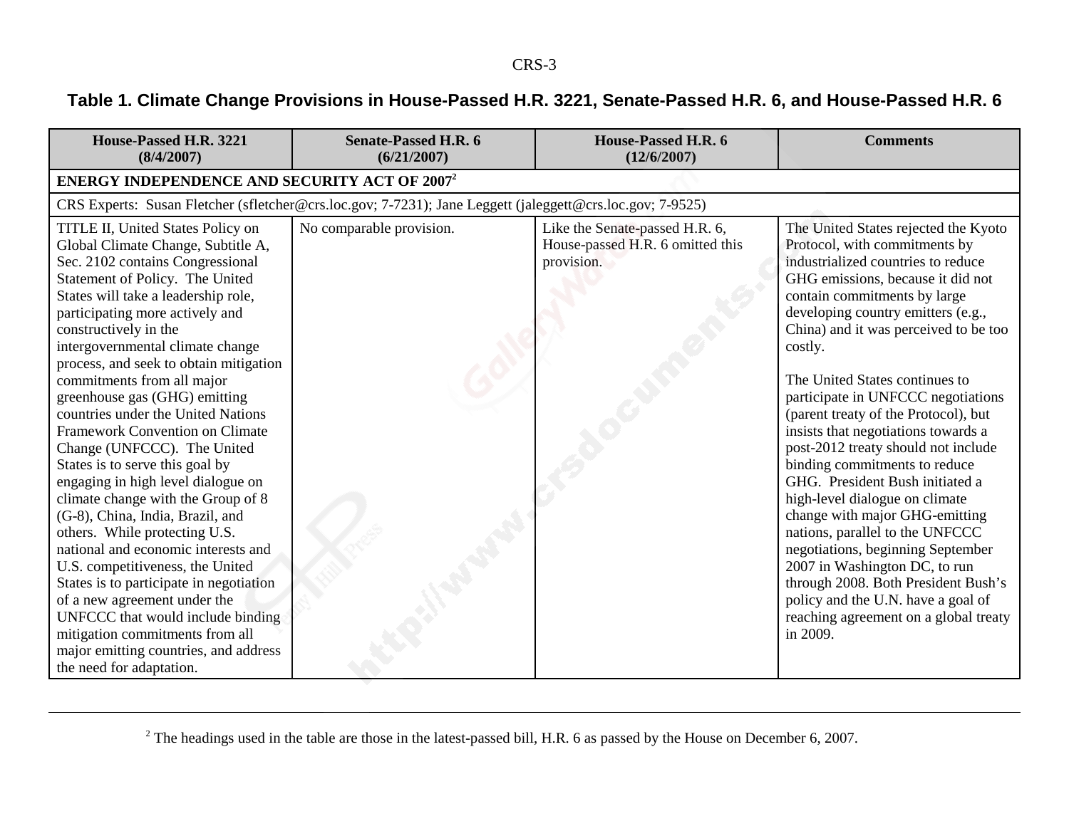**Table 1. Climate Change Provisions in House-Passed H.R. 3221, Senate-Passed H.R. 6, and House-Passed H.R. 6**

| House-Passed H.R. 3221 (8/4/2007) | Senate-Passed H.R. 6 (6/21/2007) | House-Passed H.R. 6 (12/6/2007) | Comments |
|---|---|---|---|
| **ENERGY INDEPENDENCE AND SECURITY ACT OF 2007**[2] | | | |
| CRS Experts: Susan Fletcher (sfletcher@crs.loc.gov; 7-7231); Jane Leggett (jaleggett@crs.loc.gov; 7-9525) | | | |
| TITLE II, United States Policy on Global Climate Change, Subtitle A, Sec. 2102 contains Congressional Statement of Policy. The United States will take a leadership role, participating more actively and constructively in the intergovernmental climate change process, and seek to obtain mitigation commitments from all major greenhouse gas (GHG) emitting countries under the United Nations Framework Convention on Climate Change (UNFCCC). The United States is to serve this goal by engaging in high level dialogue on climate change with the Group of 8 (G-8), China, India, Brazil, and others. While protecting U.S. national and economic interests and U.S. competitiveness, the United States is to participate in negotiation of a new agreement under the UNFCCC that would include binding mitigation commitments from all major emitting countries, and address the need for adaptation. | No comparable provision. | Like the Senate-passed H.R. 6, House-passed H.R. 6 omitted this provision. | The United States rejected the Kyoto Protocol, with commitments by industrialized countries to reduce GHG emissions, because it did not contain commitments by large developing country emitters (e.g., China) and it was perceived to be too costly.<br><br>The United States continues to participate in UNFCCC negotiations (parent treaty of the Protocol), but insists that negotiations towards a post-2012 treaty should not include binding commitments to reduce GHG. President Bush initiated a high-level dialogue on climate change with major GHG-emitting nations, parallel to the UNFCCC negotiations, beginning September 2007 in Washington DC, to run through 2008. Both President Bush's policy and the U.N. have a goal of reaching agreement on a global treaty in 2009. |

[2] The headings used in the table are those in the latest-passed bill, H.R. 6 as passed by the House on December 6, 2007.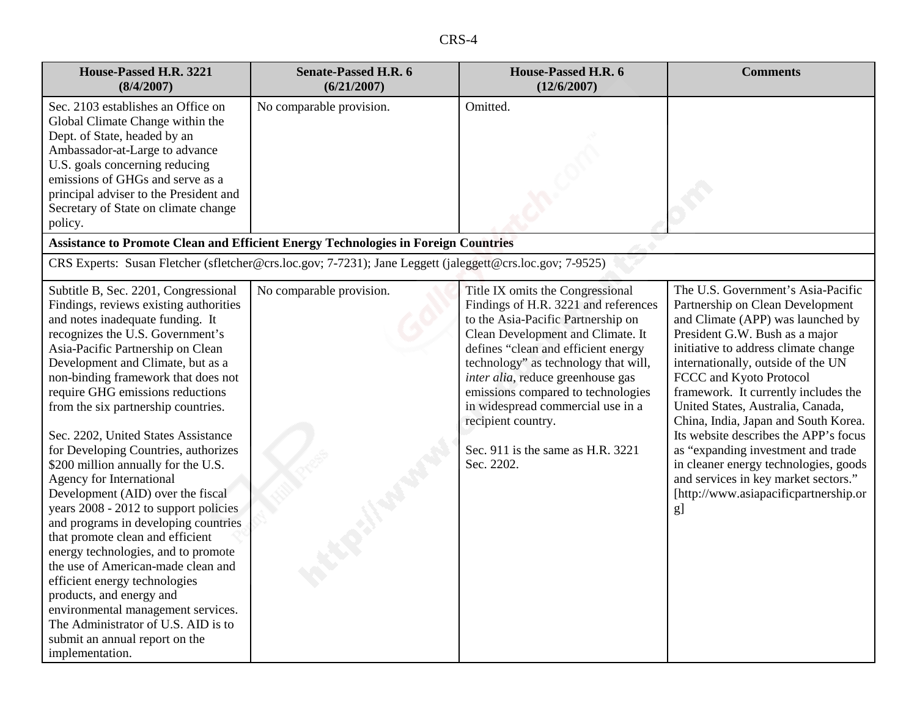| House-Passed H.R. 3221 (8/4/2007) | Senate-Passed H.R. 6 (6/21/2007) | House-Passed H.R. 6 (12/6/2007) | Comments |
|---|---|---|---|
| Sec. 2103 establishes an Office on Global Climate Change within the Dept. of State, headed by an Ambassador-at-Large to advance U.S. goals concerning reducing emissions of GHGs and serve as a principal adviser to the President and Secretary of State on climate change policy. | No comparable provision. | Omitted. | |
| **Assistance to Promote Clean and Efficient Energy Technologies in Foreign Countries** | | | |
| CRS Experts: Susan Fletcher (sfletcher@crs.loc.gov; 7-7231); Jane Leggett (jaleggett@crs.loc.gov; 7-9525) | | | |
| Subtitle B, Sec. 2201, Congressional Findings, reviews existing authorities and notes inadequate funding. It recognizes the U.S. Government's Asia-Pacific Partnership on Clean Development and Climate, but as a non-binding framework that does not require GHG emissions reductions from the six partnership countries.<br><br>Sec. 2202, United States Assistance for Developing Countries, authorizes $200 million annually for the U.S. Agency for International Development (AID) over the fiscal years 2008 - 2012 to support policies and programs in developing countries that promote clean and efficient energy technologies, and to promote the use of American-made clean and efficient energy technologies products, and energy and environmental management services. The Administrator of U.S. AID is to submit an annual report on the implementation. | No comparable provision. | Title IX omits the Congressional Findings of H.R. 3221 and references to the Asia-Pacific Partnership on Clean Development and Climate. It defines "clean and efficient energy technology" as technology that will, *inter alia*, reduce greenhouse gas emissions compared to technologies in widespread commercial use in a recipient country.<br><br>Sec. 911 is the same as H.R. 3221 Sec. 2202. | The U.S. Government's Asia-Pacific Partnership on Clean Development and Climate (APP) was launched by President G.W. Bush as a major initiative to address climate change internationally, outside of the UN FCCC and Kyoto Protocol framework. It currently includes the United States, Australia, Canada, China, India, Japan and South Korea. Its website describes the APP's focus as "expanding investment and trade in cleaner energy technologies, goods and services in key market sectors." [http://www.asiapacificpartnership.org] |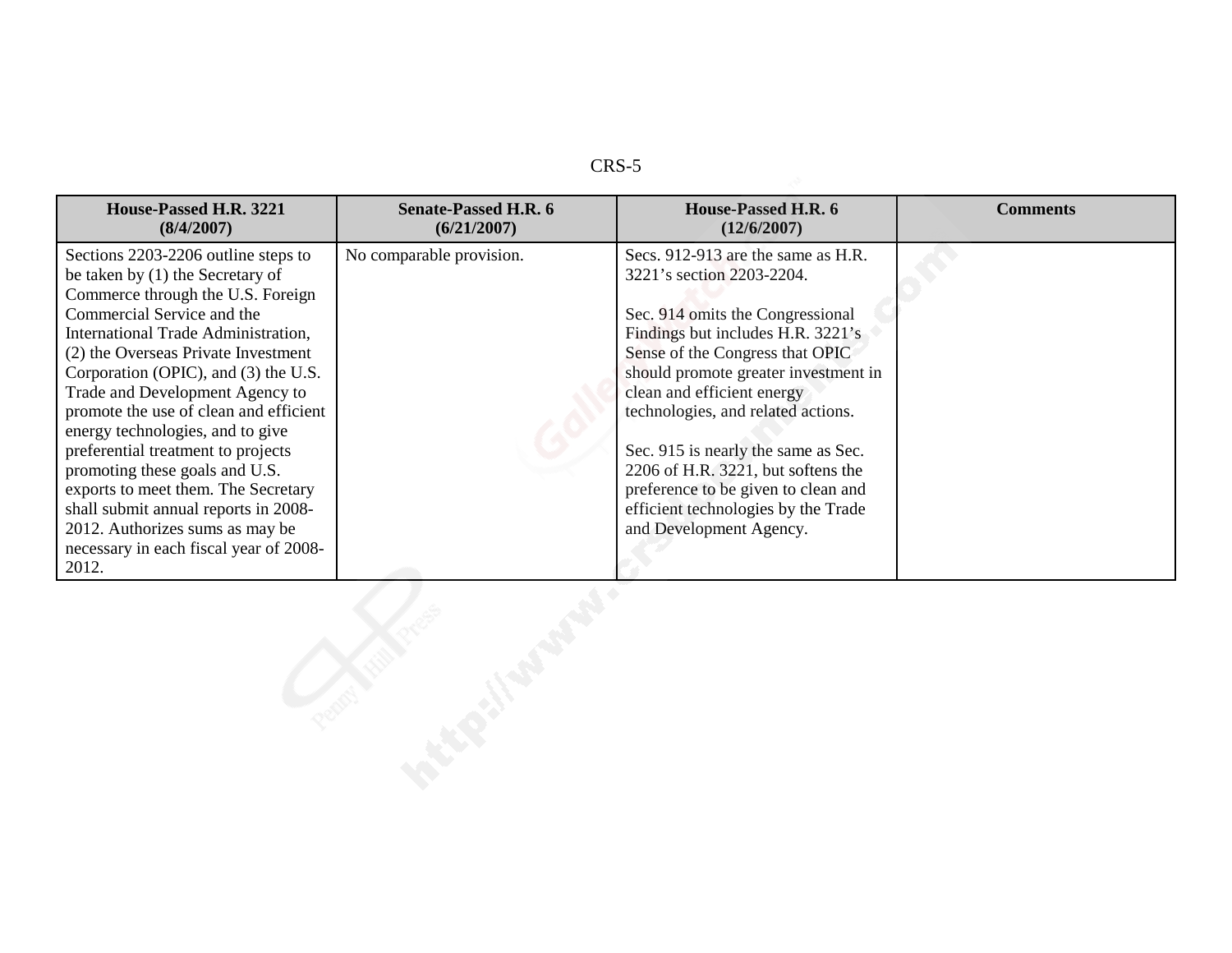| House-Passed H.R. 3221 (8/4/2007) | Senate-Passed H.R. 6 (6/21/2007) | House-Passed H.R. 6 (12/6/2007) | Comments |
|---|---|---|---|
| Sections 2203-2206 outline steps to be taken by (1) the Secretary of Commerce through the U.S. Foreign Commercial Service and the International Trade Administration, (2) the Overseas Private Investment Corporation (OPIC), and (3) the U.S. Trade and Development Agency to promote the use of clean and efficient energy technologies, and to give preferential treatment to projects promoting these goals and U.S. exports to meet them. The Secretary shall submit annual reports in 2008-2012. Authorizes sums as may be necessary in each fiscal year of 2008-2012. | No comparable provision. | Secs. 912-913 are the same as H.R. 3221's section 2203-2204.<br><br>Sec. 914 omits the Congressional Findings but includes H.R. 3221's Sense of the Congress that OPIC should promote greater investment in clean and efficient energy technologies, and related actions.<br><br>Sec. 915 is nearly the same as Sec. 2206 of H.R. 3221, but softens the preference to be given to clean and efficient technologies by the Trade and Development Agency. | |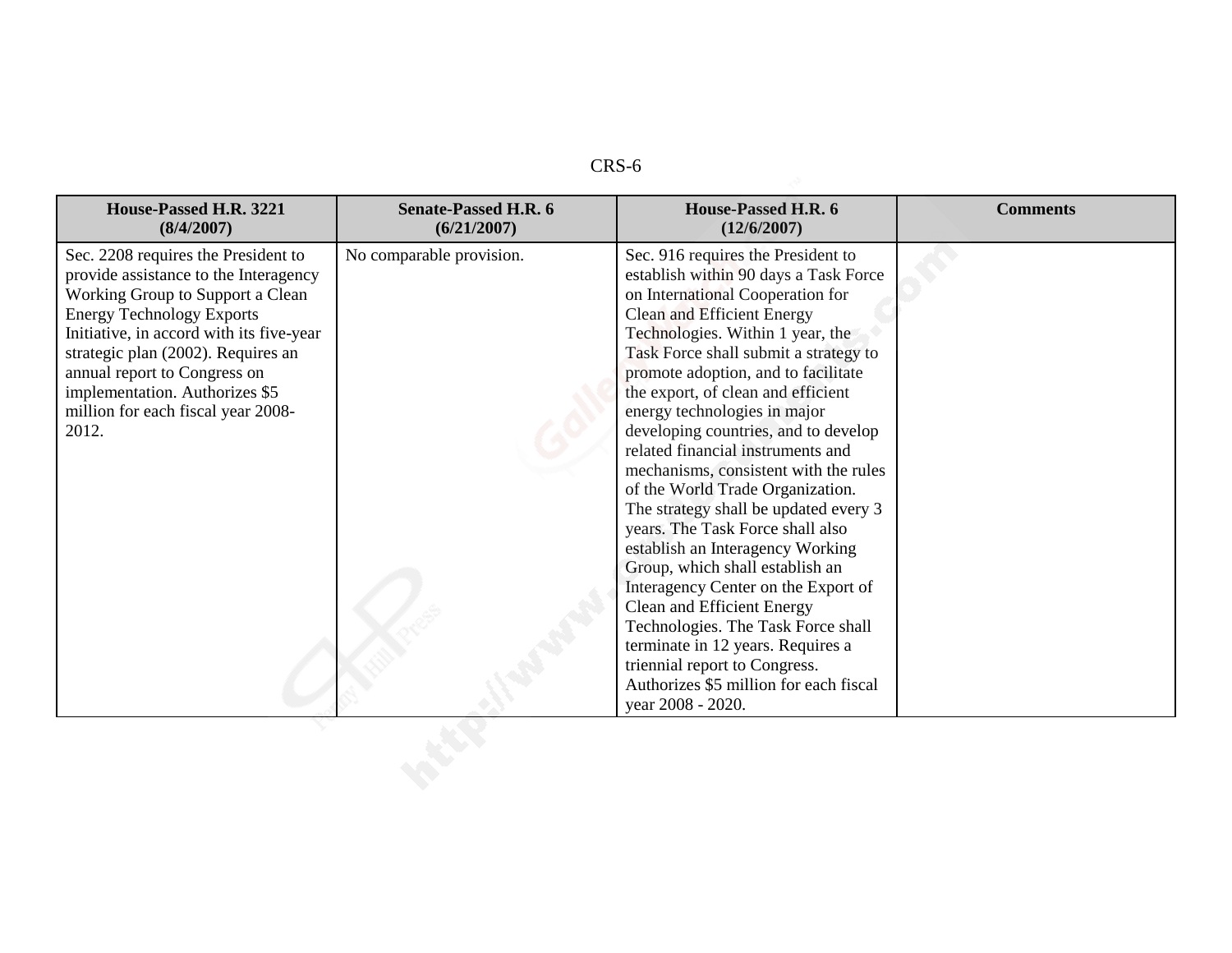| House-Passed H.R. 3221 (8/4/2007) | Senate-Passed H.R. 6 (6/21/2007) | House-Passed H.R. 6 (12/6/2007) | Comments |
|---|---|---|---|
| Sec. 2208 requires the President to provide assistance to the Interagency Working Group to Support a Clean Energy Technology Exports Initiative, in accord with its five-year strategic plan (2002). Requires an annual report to Congress on implementation. Authorizes $5 million for each fiscal year 2008-2012. | No comparable provision. | Sec. 916 requires the President to establish within 90 days a Task Force on International Cooperation for Clean and Efficient Energy Technologies. Within 1 year, the Task Force shall submit a strategy to promote adoption, and to facilitate the export, of clean and efficient energy technologies in major developing countries, and to develop related financial instruments and mechanisms, consistent with the rules of the World Trade Organization. The strategy shall be updated every 3 years. The Task Force shall also establish an Interagency Working Group, which shall establish an Interagency Center on the Export of Clean and Efficient Energy Technologies. The Task Force shall terminate in 12 years. Requires a triennial report to Congress. Authorizes $5 million for each fiscal year 2008 - 2020. | |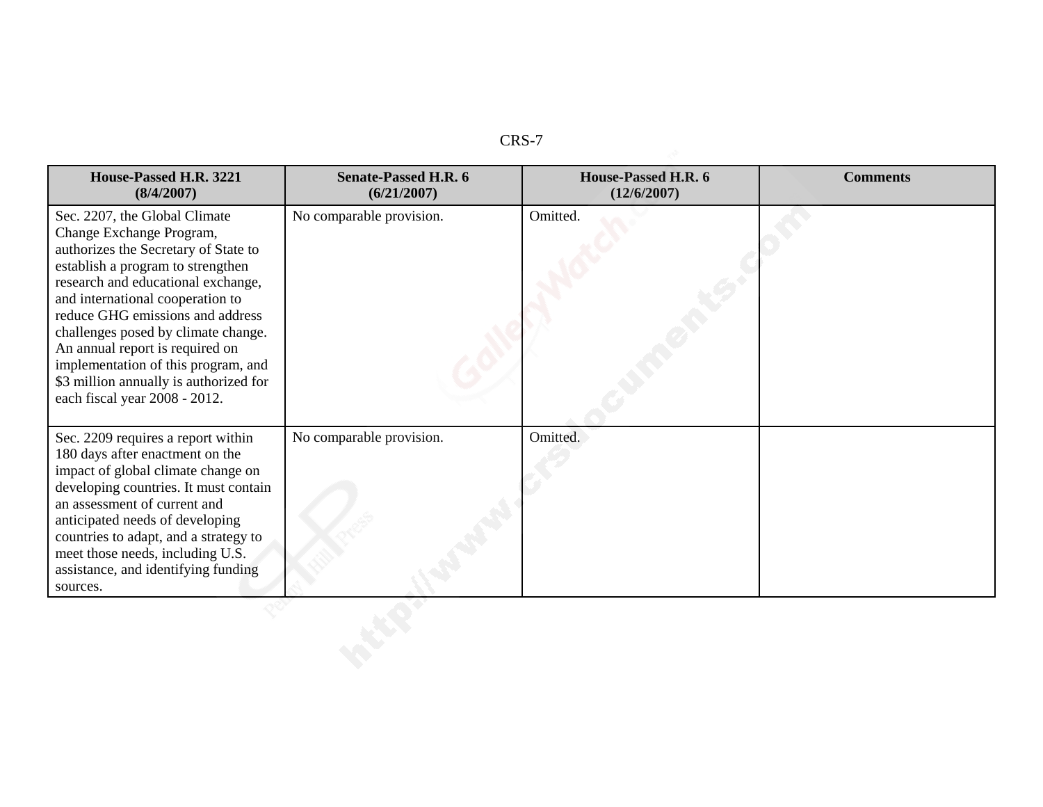| House-Passed H.R. 3221 (8/4/2007) | Senate-Passed H.R. 6 (6/21/2007) | House-Passed H.R. 6 (12/6/2007) | Comments |
|---|---|---|---|
| Sec. 2207, the Global Climate Change Exchange Program, authorizes the Secretary of State to establish a program to strengthen research and educational exchange, and international cooperation to reduce GHG emissions and address challenges posed by climate change. An annual report is required on implementation of this program, and $3 million annually is authorized for each fiscal year 2008 - 2012. | No comparable provision. | Omitted. | |
| Sec. 2209 requires a report within 180 days after enactment on the impact of global climate change on developing countries. It must contain an assessment of current and anticipated needs of developing countries to adapt, and a strategy to meet those needs, including U.S. assistance, and identifying funding sources. | No comparable provision. | Omitted. | |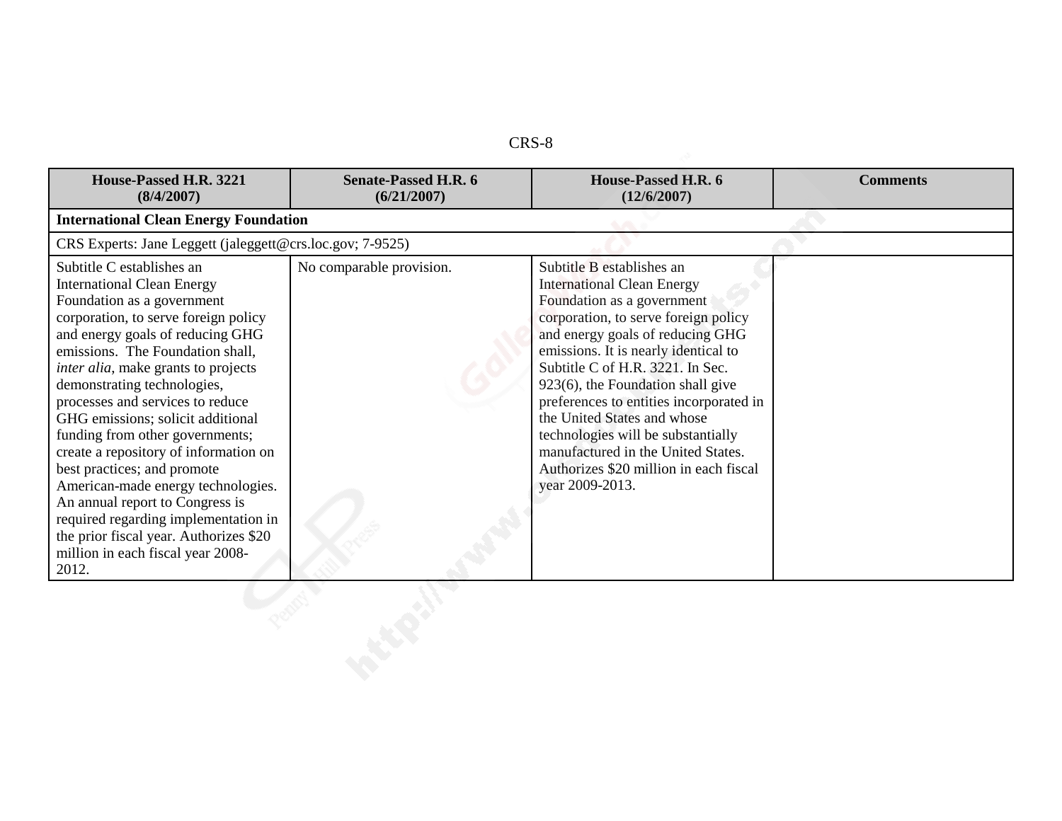| House-Passed H.R. 3221 (8/4/2007) | Senate-Passed H.R. 6 (6/21/2007) | House-Passed H.R. 6 (12/6/2007) | Comments |
|---|---|---|---|
| **International Clean Energy Foundation** | | | |
| CRS Experts: Jane Leggett (jaleggett@crs.loc.gov; 7-9525) | | | |
| Subtitle C establishes an International Clean Energy Foundation as a government corporation, to serve foreign policy and energy goals of reducing GHG emissions. The Foundation shall, *inter alia*, make grants to projects demonstrating technologies, processes and services to reduce GHG emissions; solicit additional funding from other governments; create a repository of information on best practices; and promote American-made energy technologies. An annual report to Congress is required regarding implementation in the prior fiscal year. Authorizes $20 million in each fiscal year 2008-2012. | No comparable provision. | Subtitle B establishes an International Clean Energy Foundation as a government corporation, to serve foreign policy and energy goals of reducing GHG emissions. It is nearly identical to Subtitle C of H.R. 3221. In Sec. 923(6), the Foundation shall give preferences to entities incorporated in the United States and whose technologies will be substantially manufactured in the United States. Authorizes $20 million in each fiscal year 2009-2013. | |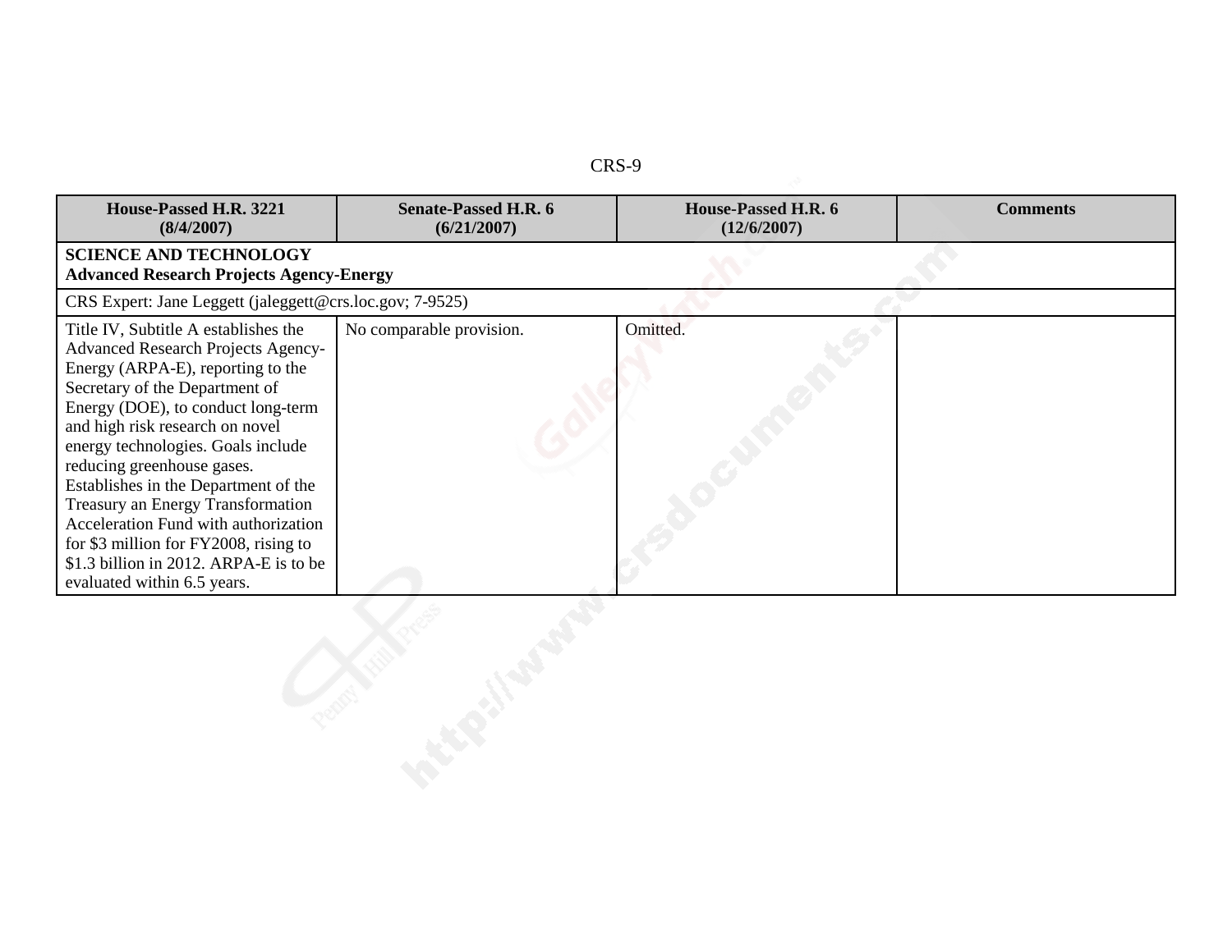| House-Passed H.R. 3221 (8/4/2007) | Senate-Passed H.R. 6 (6/21/2007) | House-Passed H.R. 6 (12/6/2007) | Comments |
|---|---|---|---|
| **SCIENCE AND TECHNOLOGY** **Advanced Research Projects Agency-Energy** | | | |
| CRS Expert: Jane Leggett (jaleggett@crs.loc.gov; 7-9525) | | | |
| Title IV, Subtitle A establishes the Advanced Research Projects Agency-Energy (ARPA-E), reporting to the Secretary of the Department of Energy (DOE), to conduct long-term and high risk research on novel energy technologies. Goals include reducing greenhouse gases. Establishes in the Department of the Treasury an Energy Transformation Acceleration Fund with authorization for $3 million for FY2008, rising to $1.3 billion in 2012. ARPA-E is to be evaluated within 6.5 years. | No comparable provision. | Omitted. | |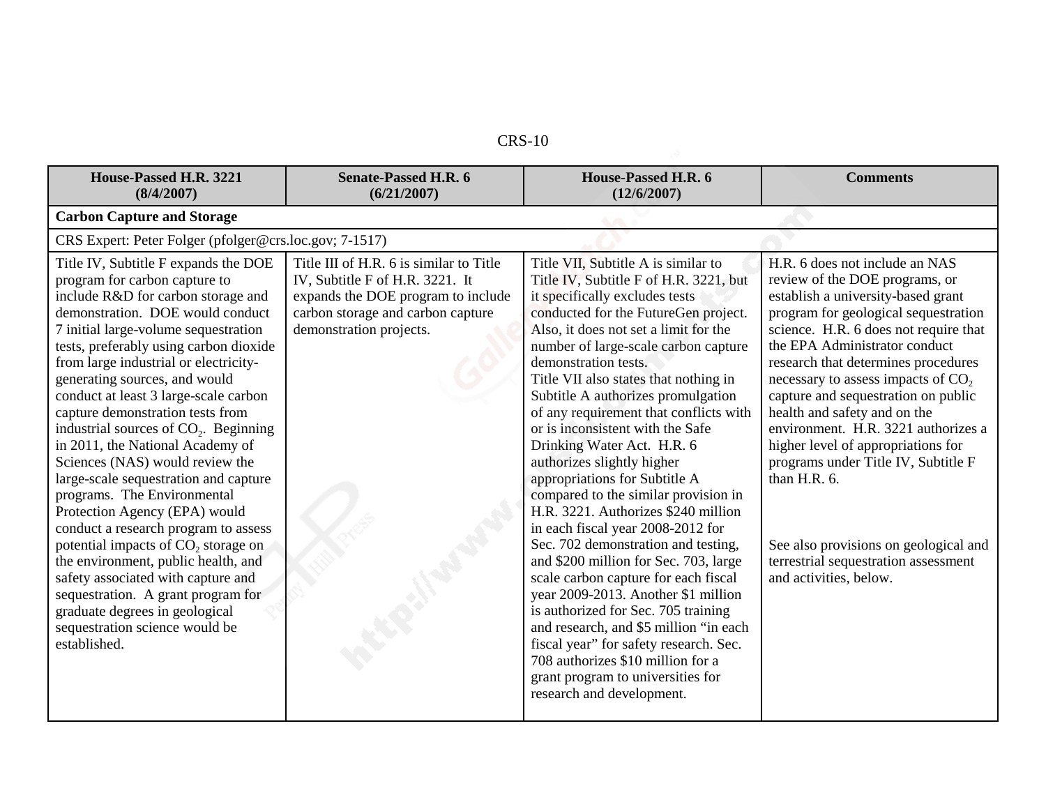| House-Passed H.R. 3221 (8/4/2007) | Senate-Passed H.R. 6 (6/21/2007) | House-Passed H.R. 6 (12/6/2007) | Comments |
|---|---|---|---|
| **Carbon Capture and Storage** | | | |
| CRS Expert: Peter Folger (pfolger@crs.loc.gov; 7-1517) | | | |
| Title IV, Subtitle F expands the DOE program for carbon capture to include R&D for carbon storage and demonstration. DOE would conduct 7 initial large-volume sequestration tests, preferably using carbon dioxide from large industrial or electricity-generating sources, and would conduct at least 3 large-scale carbon capture demonstration tests from industrial sources of $CO_2$. Beginning in 2011, the National Academy of Sciences (NAS) would review the large-scale sequestration and capture programs. The Environmental Protection Agency (EPA) would conduct a research program to assess potential impacts of $CO_2$ storage on the environment, public health, and safety associated with capture and sequestration. A grant program for graduate degrees in geological sequestration science would be established. | Title III of H.R. 6 is similar to Title IV, Subtitle F of H.R. 3221. It expands the DOE program to include carbon storage and carbon capture demonstration projects. | Title VII, Subtitle A is similar to Title IV, Subtitle F of H.R. 3221, but it specifically excludes tests conducted for the FutureGen project. Also, it does not set a limit for the number of large-scale carbon capture demonstration tests. Title VII also states that nothing in Subtitle A authorizes promulgation of any requirement that conflicts with or is inconsistent with the Safe Drinking Water Act. H.R. 6 authorizes slightly higher appropriations for Subtitle A compared to the similar provision in H.R. 3221. Authorizes \$240 million in each fiscal year 2008-2012 for Sec. 702 demonstration and testing, and \$200 million for Sec. 703, large scale carbon capture for each fiscal year 2009-2013. Another \$1 million is authorized for Sec. 705 training and research, and \$5 million "in each fiscal year" for safety research. Sec. 708 authorizes \$10 million for a grant program to universities for research and development. | H.R. 6 does not include an NAS review of the DOE programs, or establish a university-based grant program for geological sequestration science. H.R. 6 does not require that the EPA Administrator conduct research that determines procedures necessary to assess impacts of $CO_2$ capture and sequestration on public health and safety and on the environment. H.R. 3221 authorizes a higher level of appropriations for programs under Title IV, Subtitle F than H.R. 6. See also provisions on geological and terrestrial sequestration assessment and activities, below. |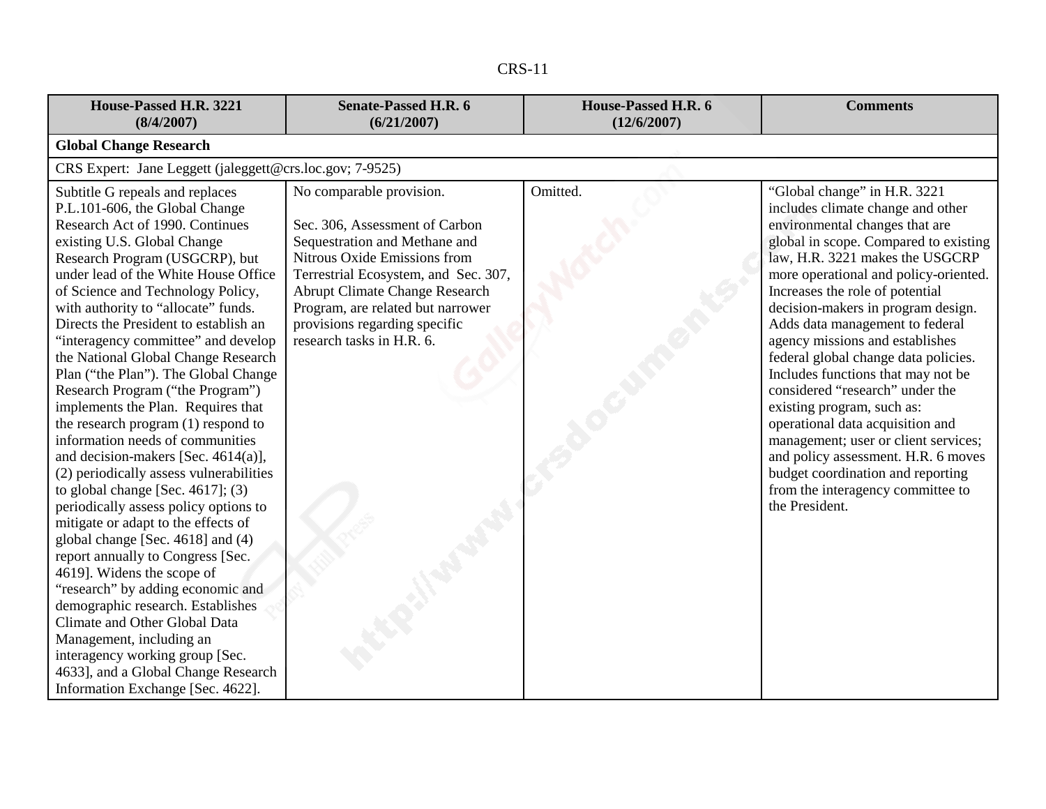| House-Passed H.R. 3221 (8/4/2007) | Senate-Passed H.R. 6 (6/21/2007) | House-Passed H.R. 6 (12/6/2007) | Comments |
|---|---|---|---|
| **Global Change Research** | | | |
| CRS Expert: Jane Leggett (jaleggett@crs.loc.gov; 7-9525) | | | |
| Subtitle G repeals and replaces P.L.101-606, the Global Change Research Act of 1990. Continues existing U.S. Global Change Research Program (USGCRP), but under lead of the White House Office of Science and Technology Policy, with authority to "allocate" funds. Directs the President to establish an "interagency committee" and develop the National Global Change Research Plan ("the Plan"). The Global Change Research Program ("the Program") implements the Plan. Requires that the research program (1) respond to information needs of communities and decision-makers [Sec. 4614(a)], (2) periodically assess vulnerabilities to global change [Sec. 4617]; (3) periodically assess policy options to mitigate or adapt to the effects of global change [Sec. 4618] and (4) report annually to Congress [Sec. 4619]. Widens the scope of "research" by adding economic and demographic research. Establishes Climate and Other Global Data Management, including an interagency working group [Sec. 4633], and a Global Change Research Information Exchange [Sec. 4622]. | No comparable provision.<br><br>Sec. 306, Assessment of Carbon Sequestration and Methane and Nitrous Oxide Emissions from Terrestrial Ecosystem, and Sec. 307, Abrupt Climate Change Research Program, are related but narrower provisions regarding specific research tasks in H.R. 6. | Omitted. | "Global change" in H.R. 3221 includes climate change and other environmental changes that are global in scope. Compared to existing law, H.R. 3221 makes the USGCRP more operational and policy-oriented. Increases the role of potential decision-makers in program design. Adds data management to federal agency missions and establishes federal global change data policies. Includes functions that may not be considered "research" under the existing program, such as: operational data acquisition and management; user or client services; and policy assessment. H.R. 6 moves budget coordination and reporting from the interagency committee to the President. |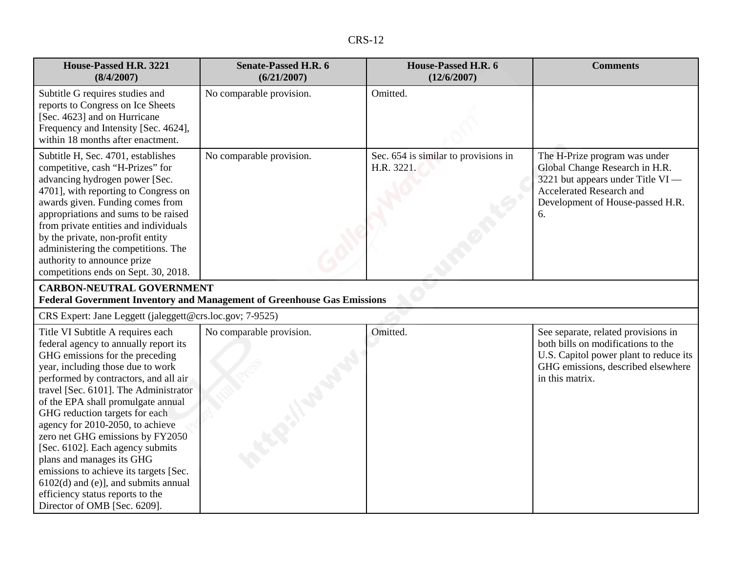| House-Passed H.R. 3221 (8/4/2007) | Senate-Passed H.R. 6 (6/21/2007) | House-Passed H.R. 6 (12/6/2007) | Comments |
|---|---|---|---|
| Subtitle G requires studies and reports to Congress on Ice Sheets [Sec. 4623] and on Hurricane Frequency and Intensity [Sec. 4624], within 18 months after enactment. | No comparable provision. | Omitted. | |
| Subtitle H, Sec. 4701, establishes competitive, cash "H-Prizes" for advancing hydrogen power [Sec. 4701], with reporting to Congress on awards given. Funding comes from appropriations and sums to be raised from private entities and individuals by the private, non-profit entity administering the competitions. The authority to announce prize competitions ends on Sept. 30, 2018. | No comparable provision. | Sec. 654 is similar to provisions in H.R. 3221. | The H-Prize program was under Global Change Research in H.R. 3221 but appears under Title VI — Accelerated Research and Development of House-passed H.R. 6. |
| **CARBON-NEUTRAL GOVERNMENT** **Federal Government Inventory and Management of Greenhouse Gas Emissions** | | | |
| CRS Expert: Jane Leggett (jaleggett@crs.loc.gov; 7-9525) | | | |
| Title VI Subtitle A requires each federal agency to annually report its GHG emissions for the preceding year, including those due to work performed by contractors, and all air travel [Sec. 6101]. The Administrator of the EPA shall promulgate annual GHG reduction targets for each agency for 2010-2050, to achieve zero net GHG emissions by FY2050 [Sec. 6102]. Each agency submits plans and manages its GHG emissions to achieve its targets [Sec. 6102(d) and (e)], and submits annual efficiency status reports to the Director of OMB [Sec. 6209]. | No comparable provision. | Omitted. | See separate, related provisions in both bills on modifications to the U.S. Capitol power plant to reduce its GHG emissions, described elsewhere in this matrix. |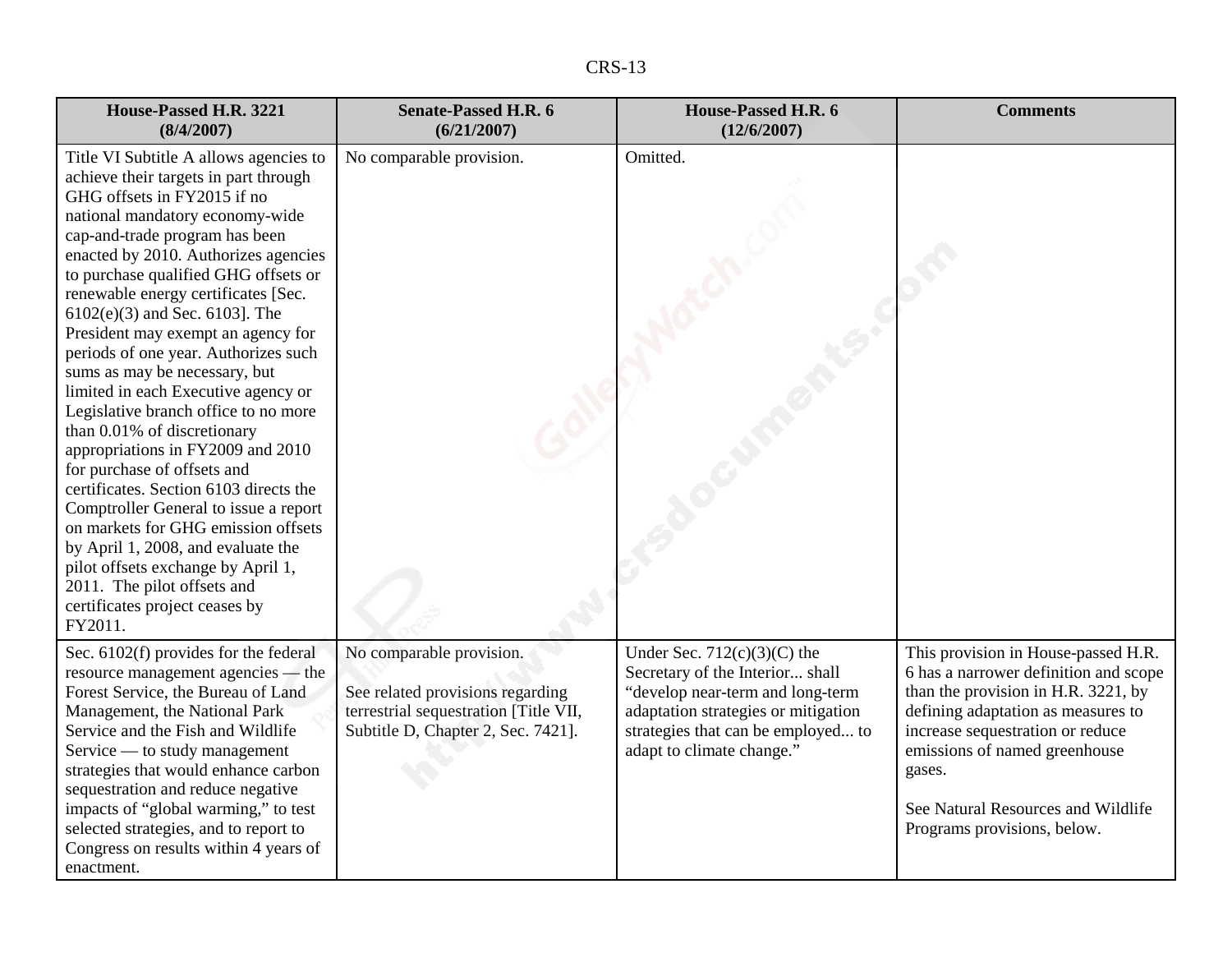| House-Passed H.R. 3221 (8/4/2007) | Senate-Passed H.R. 6 (6/21/2007) | House-Passed H.R. 6 (12/6/2007) | Comments |
|---|---|---|---|
| Title VI Subtitle A allows agencies to achieve their targets in part through GHG offsets in FY2015 if no national mandatory economy-wide cap-and-trade program has been enacted by 2010. Authorizes agencies to purchase qualified GHG offsets or renewable energy certificates [Sec. 6102(e)(3) and Sec. 6103]. The President may exempt an agency for periods of one year. Authorizes such sums as may be necessary, but limited in each Executive agency or Legislative branch office to no more than 0.01% of discretionary appropriations in FY2009 and 2010 for purchase of offsets and certificates. Section 6103 directs the Comptroller General to issue a report on markets for GHG emission offsets by April 1, 2008, and evaluate the pilot offsets exchange by April 1, 2011. The pilot offsets and certificates project ceases by FY2011. | No comparable provision. | Omitted. | |
| Sec. 6102(f) provides for the federal resource management agencies — the Forest Service, the Bureau of Land Management, the National Park Service and the Fish and Wildlife Service — to study management strategies that would enhance carbon sequestration and reduce negative impacts of "global warming," to test selected strategies, and to report to Congress on results within 4 years of enactment. | No comparable provision.<br><br>See related provisions regarding terrestrial sequestration [Title VII, Subtitle D, Chapter 2, Sec. 7421]. | Under Sec. 712(c)(3)(C) the Secretary of the Interior... shall "develop near-term and long-term adaptation strategies or mitigation strategies that can be employed... to adapt to climate change." | This provision in House-passed H.R. 6 has a narrower definition and scope than the provision in H.R. 3221, by defining adaptation as measures to increase sequestration or reduce emissions of named greenhouse gases.<br><br>See Natural Resources and Wildlife Programs provisions, below. |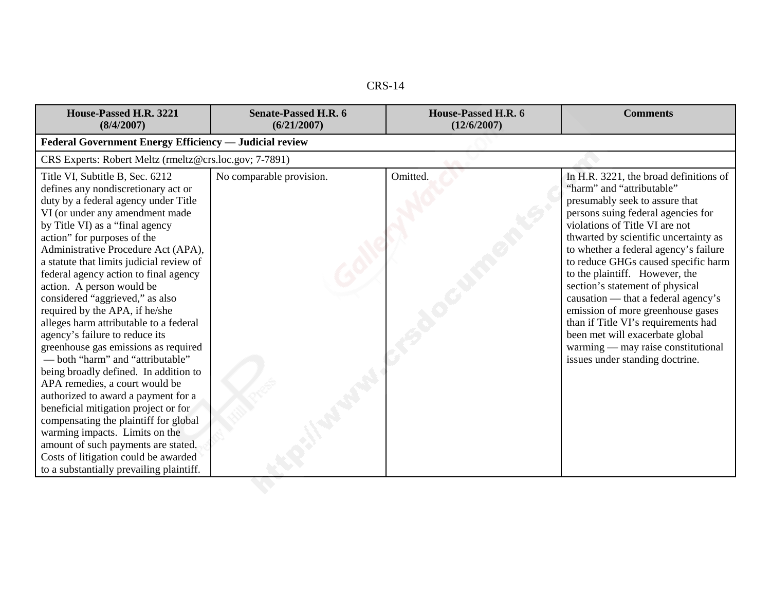| House-Passed H.R. 3221 (8/4/2007) | Senate-Passed H.R. 6 (6/21/2007) | House-Passed H.R. 6 (12/6/2007) | Comments |
|---|---|---|---|
| **Federal Government Energy Efficiency — Judicial review** | | | |
| CRS Experts: Robert Meltz (rmeltz@crs.loc.gov; 7-7891) | | | |
| Title VI, Subtitle B, Sec. 6212 defines any nondiscretionary act or duty by a federal agency under Title VI (or under any amendment made by Title VI) as a "final agency action" for purposes of the Administrative Procedure Act (APA), a statute that limits judicial review of federal agency action to final agency action. A person would be considered "aggrieved," as also required by the APA, if he/she alleges harm attributable to a federal agency's failure to reduce its greenhouse gas emissions as required — both "harm" and "attributable" being broadly defined. In addition to APA remedies, a court would be authorized to award a payment for a beneficial mitigation project or for compensating the plaintiff for global warming impacts. Limits on the amount of such payments are stated. Costs of litigation could be awarded to a substantially prevailing plaintiff. | No comparable provision. | Omitted. | In H.R. 3221, the broad definitions of "harm" and "attributable" presumably seek to assure that persons suing federal agencies for violations of Title VI are not thwarted by scientific uncertainty as to whether a federal agency's failure to reduce GHGs caused specific harm to the plaintiff. However, the section's statement of physical causation — that a federal agency's emission of more greenhouse gases than if Title VI's requirements had been met will exacerbate global warming — may raise constitutional issues under standing doctrine. |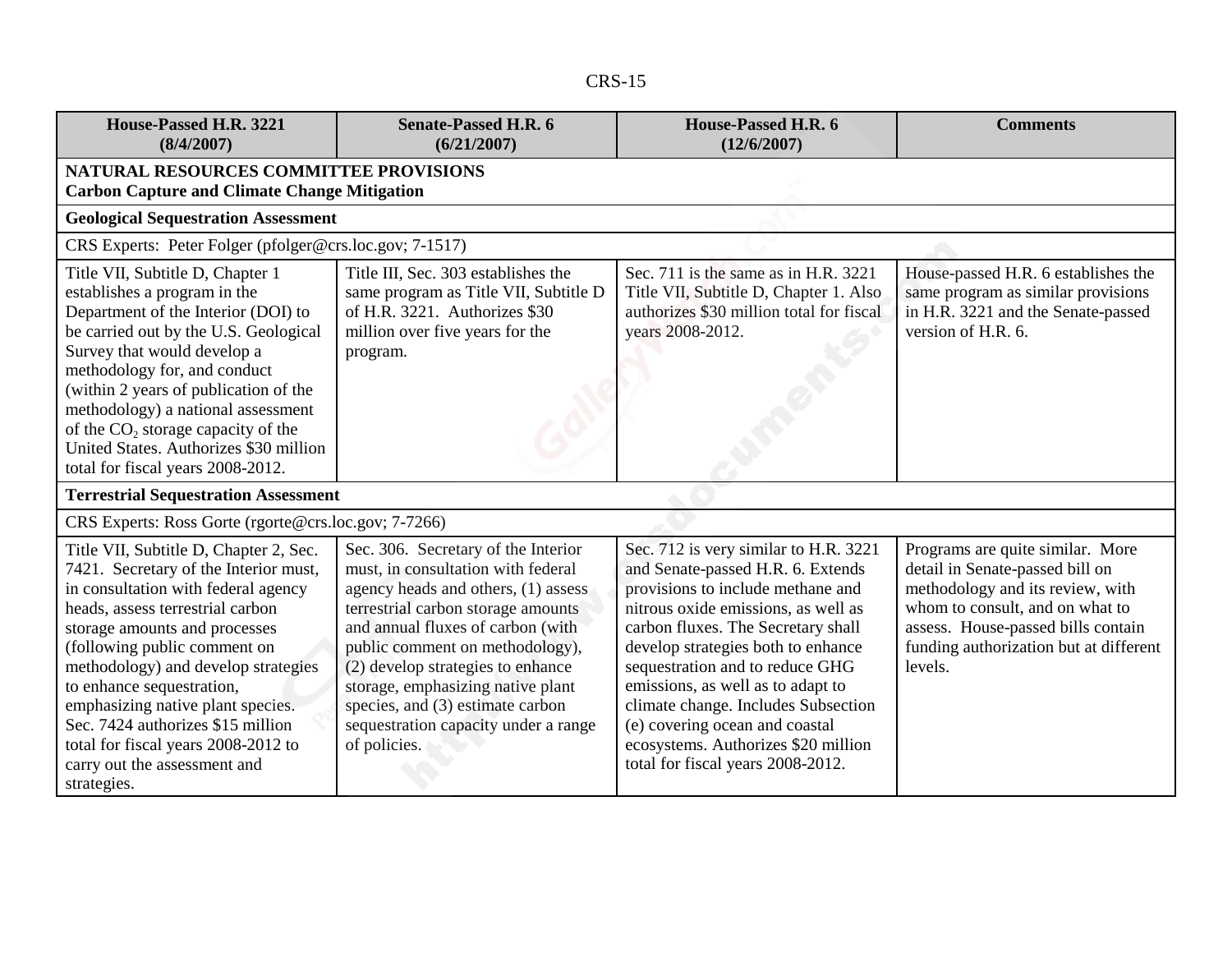| House-Passed H.R. 3221 (8/4/2007) | Senate-Passed H.R. 6 (6/21/2007) | House-Passed H.R. 6 (12/6/2007) | Comments |
|---|---|---|---|
| **NATURAL RESOURCES COMMITTEE PROVISIONS Carbon Capture and Climate Change Mitigation** | | | |
| **Geological Sequestration Assessment** | | | |
| CRS Experts: Peter Folger (pfolger@crs.loc.gov; 7-1517) | | | |
| Title VII, Subtitle D, Chapter 1 establishes a program in the Department of the Interior (DOI) to be carried out by the U.S. Geological Survey that would develop a methodology for, and conduct (within 2 years of publication of the methodology) a national assessment of the $CO_2$ storage capacity of the United States. Authorizes $30 million total for fiscal years 2008-2012. | Title III, Sec. 303 establishes the same program as Title VII, Subtitle D of H.R. 3221. Authorizes $30 million over five years for the program. | Sec. 711 is the same as in H.R. 3221 Title VII, Subtitle D, Chapter 1. Also authorizes $30 million total for fiscal years 2008-2012. | House-passed H.R. 6 establishes the same program as similar provisions in H.R. 3221 and the Senate-passed version of H.R. 6. |
| **Terrestrial Sequestration Assessment** | | | |
| CRS Experts: Ross Gorte (rgorte@crs.loc.gov; 7-7266) | | | |
| Title VII, Subtitle D, Chapter 2, Sec. 7421. Secretary of the Interior must, in consultation with federal agency heads, assess terrestrial carbon storage amounts and processes (following public comment on methodology) and develop strategies to enhance sequestration, emphasizing native plant species. Sec. 7424 authorizes $15 million total for fiscal years 2008-2012 to carry out the assessment and strategies. | Sec. 306. Secretary of the Interior must, in consultation with federal agency heads and others, (1) assess terrestrial carbon storage amounts and annual fluxes of carbon (with public comment on methodology), (2) develop strategies to enhance storage, emphasizing native plant species, and (3) estimate carbon sequestration capacity under a range of policies. | Sec. 712 is very similar to H.R. 3221 and Senate-passed H.R. 6. Extends provisions to include methane and nitrous oxide emissions, as well as carbon fluxes. The Secretary shall develop strategies both to enhance sequestration and to reduce GHG emissions, as well as to adapt to climate change. Includes Subsection (e) covering ocean and coastal ecosystems. Authorizes $20 million total for fiscal years 2008-2012. | Programs are quite similar. More detail in Senate-passed bill on methodology and its review, with whom to consult, and on what to assess. House-passed bills contain funding authorization but at different levels. |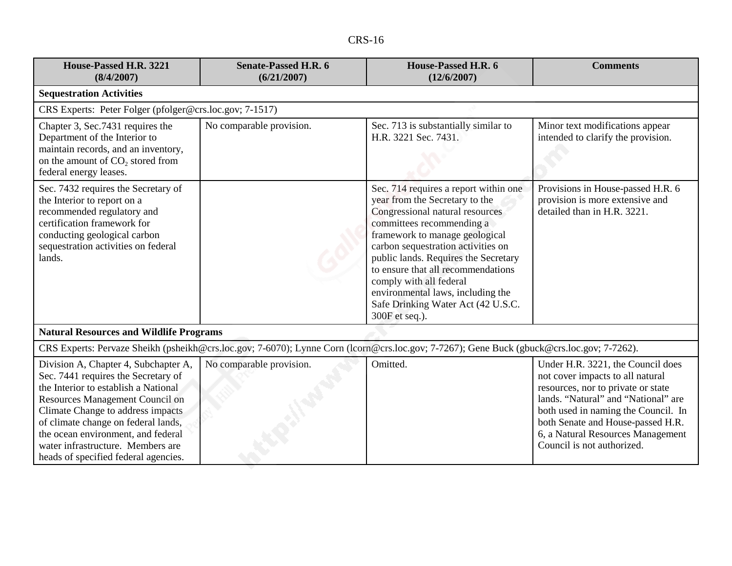| House-Passed H.R. 3221 (8/4/2007) | Senate-Passed H.R. 6 (6/21/2007) | House-Passed H.R. 6 (12/6/2007) | Comments |
|---|---|---|---|
| **Sequestration Activities** | | | |
| CRS Experts: Peter Folger (pfolger@crs.loc.gov; 7-1517) | | | |
| Chapter 3, Sec.7431 requires the Department of the Interior to maintain records, and an inventory, on the amount of $CO_2$ stored from federal energy leases. | No comparable provision. | Sec. 713 is substantially similar to H.R. 3221 Sec. 7431. | Minor text modifications appear intended to clarify the provision. |
| Sec. 7432 requires the Secretary of the Interior to report on a recommended regulatory and certification framework for conducting geological carbon sequestration activities on federal lands. | | Sec. 714 requires a report within one year from the Secretary to the Congressional natural resources committees recommending a framework to manage geological carbon sequestration activities on public lands. Requires the Secretary to ensure that all recommendations comply with all federal environmental laws, including the Safe Drinking Water Act (42 U.S.C. 300F et seq.). | Provisions in House-passed H.R. 6 provision is more extensive and detailed than in H.R. 3221. |
| **Natural Resources and Wildlife Programs** | | | |
| CRS Experts: Pervaze Sheikh (psheikh@crs.loc.gov; 7-6070); Lynne Corn (lcorn@crs.loc.gov; 7-7267); Gene Buck (gbuck@crs.loc.gov; 7-7262). | | | |
| Division A, Chapter 4, Subchapter A, Sec. 7441 requires the Secretary of the Interior to establish a National Resources Management Council on Climate Change to address impacts of climate change on federal lands, the ocean environment, and federal water infrastructure. Members are heads of specified federal agencies. | No comparable provision. | Omitted. | Under H.R. 3221, the Council does not cover impacts to all natural resources, nor to private or state lands. "Natural" and "National" are both used in naming the Council. In both Senate and House-passed H.R. 6, a Natural Resources Management Council is not authorized. |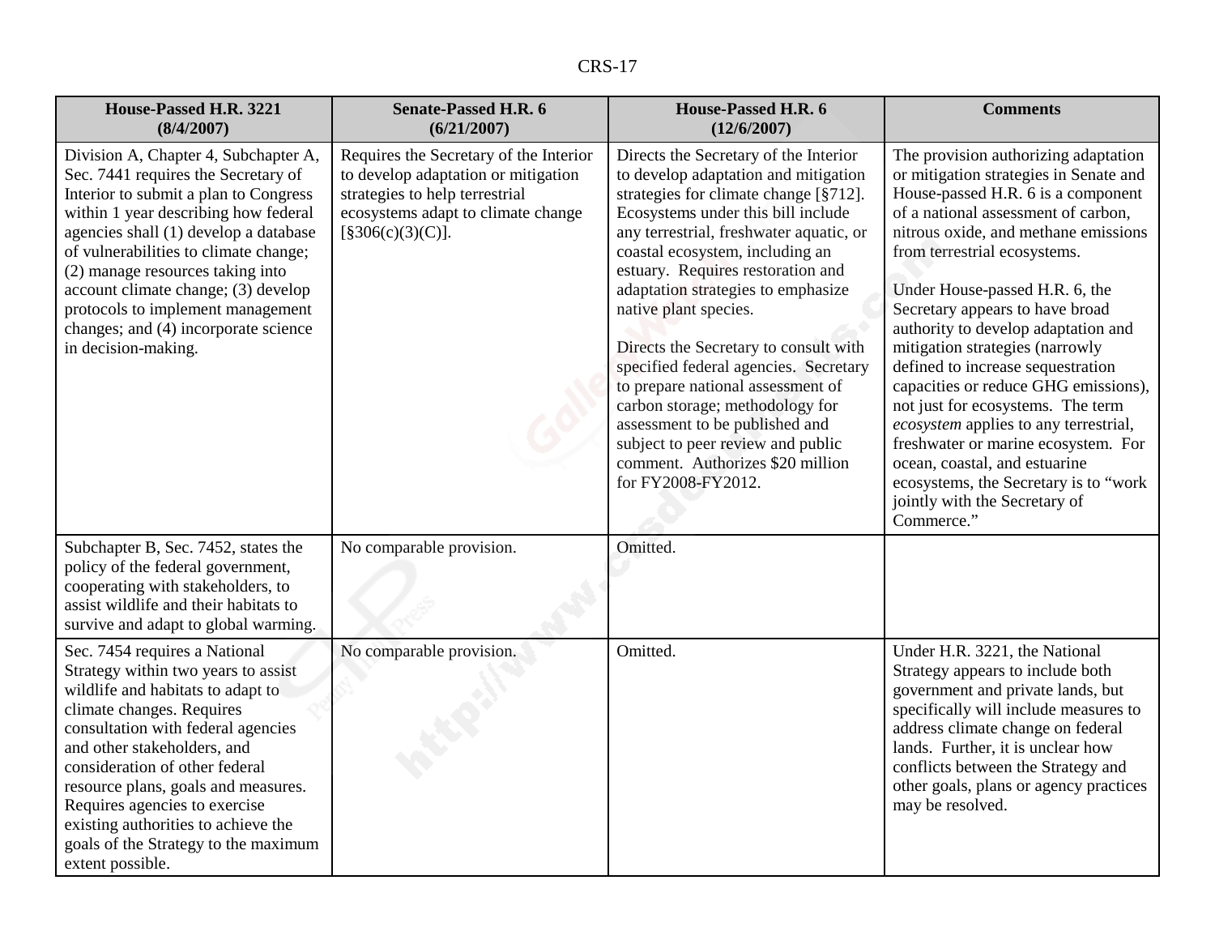| House-Passed H.R. 3221 (8/4/2007) | Senate-Passed H.R. 6 (6/21/2007) | House-Passed H.R. 6 (12/6/2007) | Comments |
|---|---|---|---|
| Division A, Chapter 4, Subchapter A, Sec. 7441 requires the Secretary of Interior to submit a plan to Congress within 1 year describing how federal agencies shall (1) develop a database of vulnerabilities to climate change; (2) manage resources taking into account climate change; (3) develop protocols to implement management changes; and (4) incorporate science in decision-making. | Requires the Secretary of the Interior to develop adaptation or mitigation strategies to help terrestrial ecosystems adapt to climate change [§306(c)(3)(C)]. | Directs the Secretary of the Interior to develop adaptation and mitigation strategies for climate change [§712]. Ecosystems under this bill include any terrestrial, freshwater aquatic, or coastal ecosystem, including an estuary. Requires restoration and adaptation strategies to emphasize native plant species.<br><br>Directs the Secretary to consult with specified federal agencies. Secretary to prepare national assessment of carbon storage; methodology for assessment to be published and subject to peer review and public comment. Authorizes $20 million for FY2008-FY2012. | The provision authorizing adaptation or mitigation strategies in Senate and House-passed H.R. 6 is a component of a national assessment of carbon, nitrous oxide, and methane emissions from terrestrial ecosystems.<br><br>Under House-passed H.R. 6, the Secretary appears to have broad authority to develop adaptation and mitigation strategies (narrowly defined to increase sequestration capacities or reduce GHG emissions), not just for ecosystems. The term *ecosystem* applies to any terrestrial, freshwater or marine ecosystem. For ocean, coastal, and estuarine ecosystems, the Secretary is to "work jointly with the Secretary of Commerce." |
| Subchapter B, Sec. 7452, states the policy of the federal government, cooperating with stakeholders, to assist wildlife and their habitats to survive and adapt to global warming. | No comparable provision. | Omitted. | |
| Sec. 7454 requires a National Strategy within two years to assist wildlife and habitats to adapt to climate changes. Requires consultation with federal agencies and other stakeholders, and consideration of other federal resource plans, goals and measures. Requires agencies to exercise existing authorities to achieve the goals of the Strategy to the maximum extent possible. | No comparable provision. | Omitted. | Under H.R. 3221, the National Strategy appears to include both government and private lands, but specifically will include measures to address climate change on federal lands. Further, it is unclear how conflicts between the Strategy and other goals, plans or agency practices may be resolved. |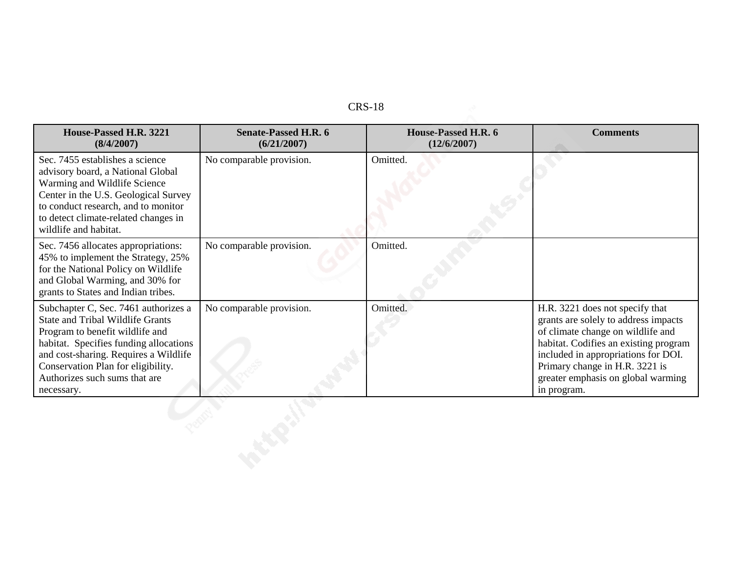| House-Passed H.R. 3221 (8/4/2007) | Senate-Passed H.R. 6 (6/21/2007) | House-Passed H.R. 6 (12/6/2007) | Comments |
|---|---|---|---|
| Sec. 7455 establishes a science advisory board, a National Global Warming and Wildlife Science Center in the U.S. Geological Survey to conduct research, and to monitor to detect climate-related changes in wildlife and habitat. | No comparable provision. | Omitted. | |
| Sec. 7456 allocates appropriations: 45% to implement the Strategy, 25% for the National Policy on Wildlife and Global Warming, and 30% for grants to States and Indian tribes. | No comparable provision. | Omitted. | |
| Subchapter C, Sec. 7461 authorizes a State and Tribal Wildlife Grants Program to benefit wildlife and habitat. Specifies funding allocations and cost-sharing. Requires a Wildlife Conservation Plan for eligibility. Authorizes such sums that are necessary. | No comparable provision. | Omitted. | H.R. 3221 does not specify that grants are solely to address impacts of climate change on wildlife and habitat. Codifies an existing program included in appropriations for DOI. Primary change in H.R. 3221 is greater emphasis on global warming in program. |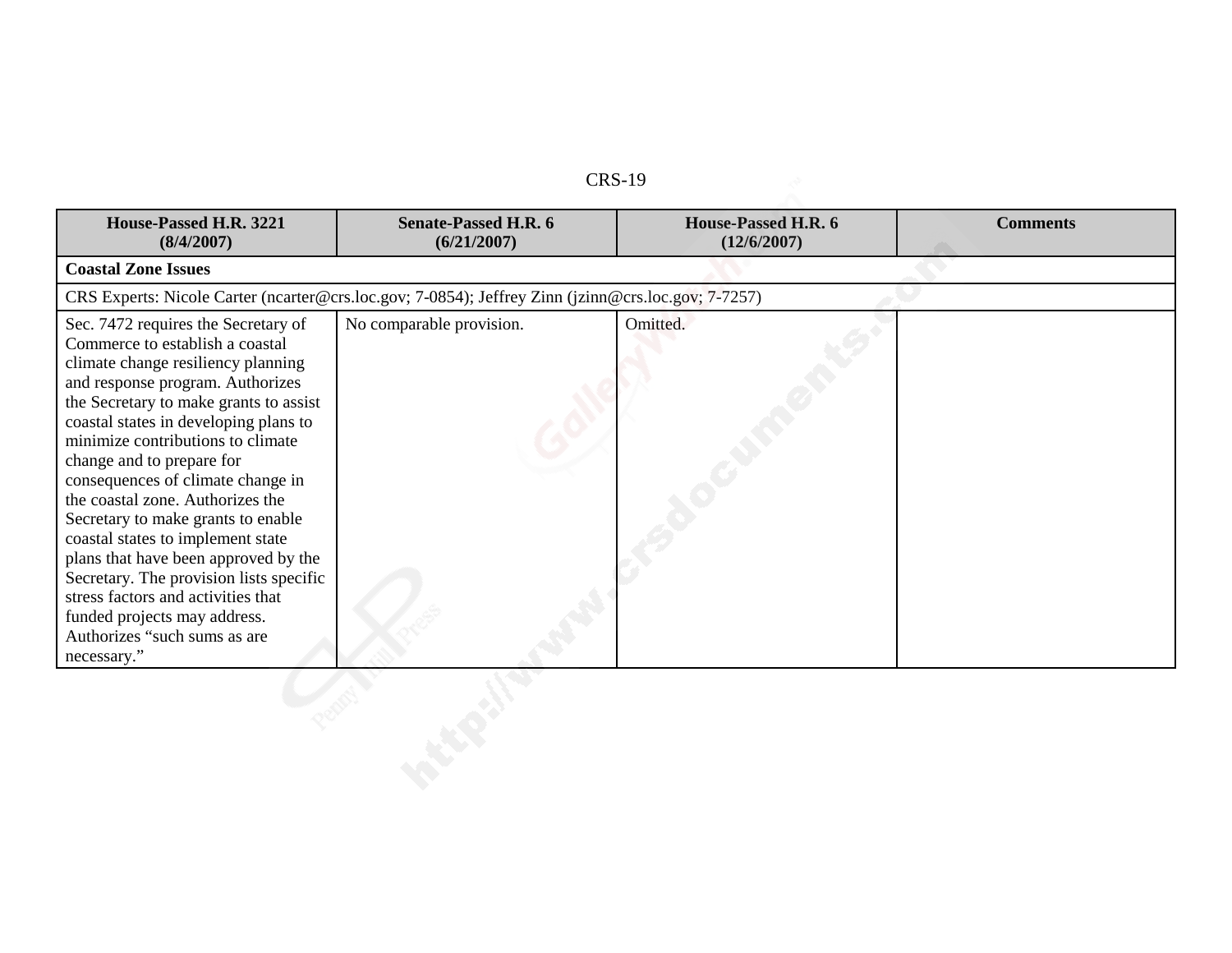| House-Passed H.R. 3221 (8/4/2007) | Senate-Passed H.R. 6 (6/21/2007) | House-Passed H.R. 6 (12/6/2007) | Comments |
|---|---|---|---|
| **Coastal Zone Issues** | | | |
| CRS Experts: Nicole Carter (ncarter@crs.loc.gov; 7-0854); Jeffrey Zinn (jzinn@crs.loc.gov; 7-7257) | | | |
| Sec. 7472 requires the Secretary of Commerce to establish a coastal climate change resiliency planning and response program. Authorizes the Secretary to make grants to assist coastal states in developing plans to minimize contributions to climate change and to prepare for consequences of climate change in the coastal zone. Authorizes the Secretary to make grants to enable coastal states to implement state plans that have been approved by the Secretary. The provision lists specific stress factors and activities that funded projects may address. Authorizes "such sums as are necessary." | No comparable provision. | Omitted. | |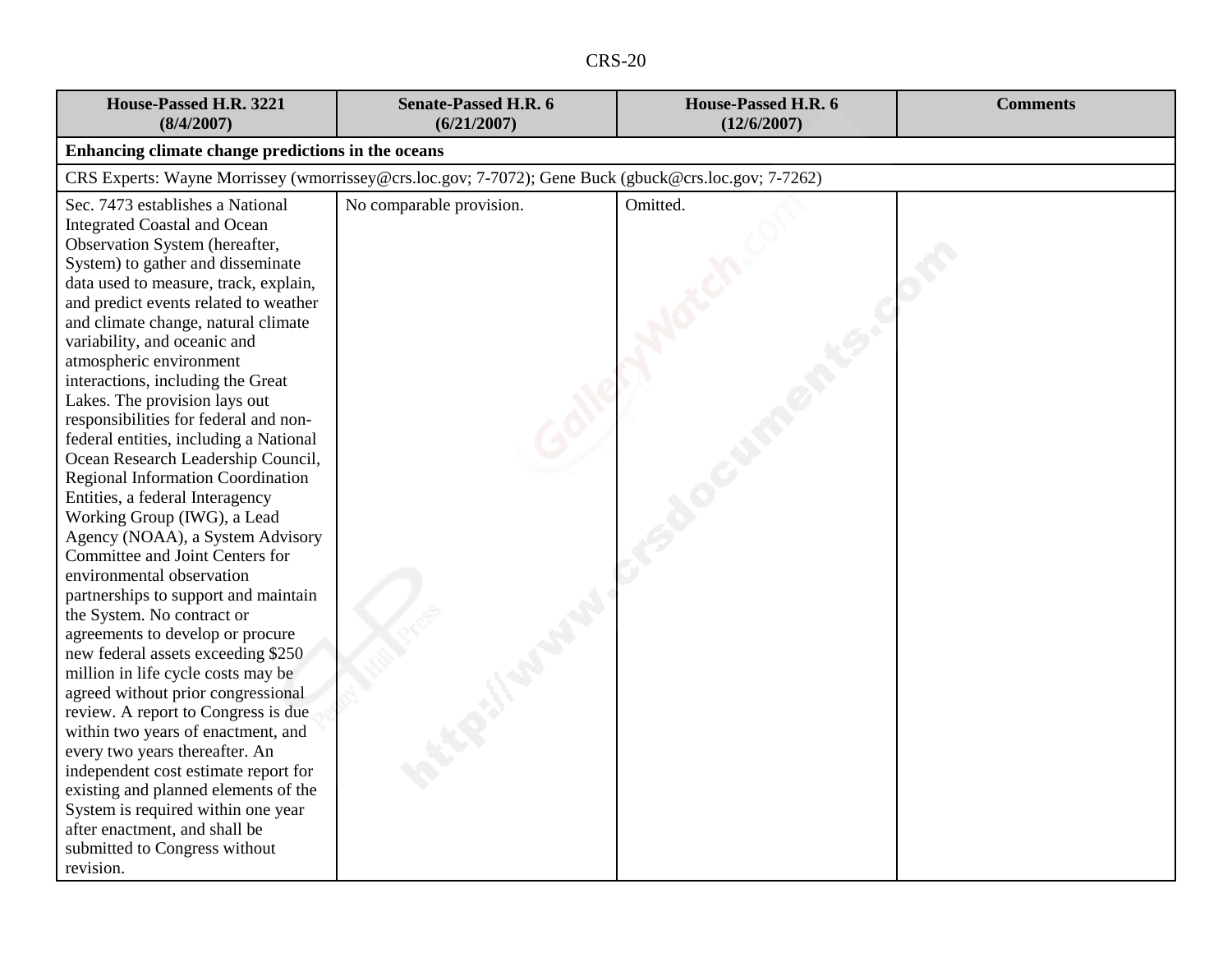| House-Passed H.R. 3221 (8/4/2007) | Senate-Passed H.R. 6 (6/21/2007) | House-Passed H.R. 6 (12/6/2007) | Comments |
|---|---|---|---|
| **Enhancing climate change predictions in the oceans** | | | |
| CRS Experts: Wayne Morrissey (wmorrissey@crs.loc.gov; 7-7072); Gene Buck (gbuck@crs.loc.gov; 7-7262) | | | |
| Sec. 7473 establishes a National Integrated Coastal and Ocean Observation System (hereafter, System) to gather and disseminate data used to measure, track, explain, and predict events related to weather and climate change, natural climate variability, and oceanic and atmospheric environment interactions, including the Great Lakes. The provision lays out responsibilities for federal and non-federal entities, including a National Ocean Research Leadership Council, Regional Information Coordination Entities, a federal Interagency Working Group (IWG), a Lead Agency (NOAA), a System Advisory Committee and Joint Centers for environmental observation partnerships to support and maintain the System. No contract or agreements to develop or procure new federal assets exceeding $250 million in life cycle costs may be agreed without prior congressional review. A report to Congress is due within two years of enactment, and every two years thereafter. An independent cost estimate report for existing and planned elements of the System is required within one year after enactment, and shall be submitted to Congress without revision. | No comparable provision. | Omitted. | |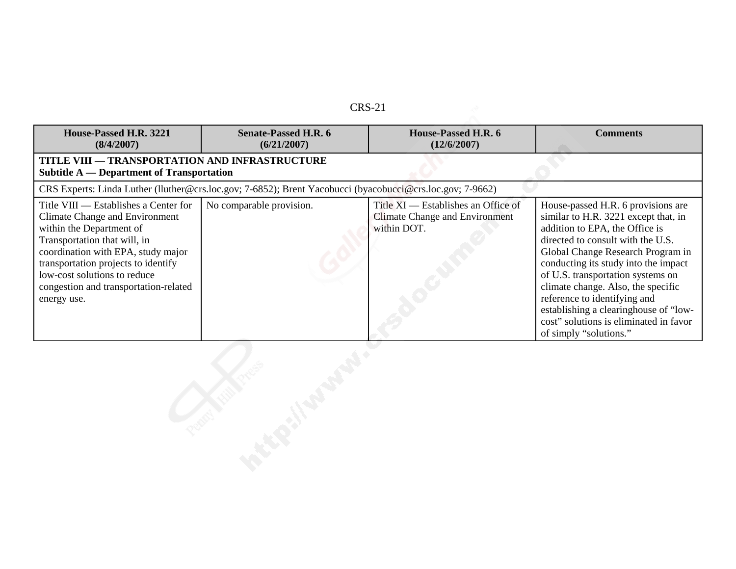| House-Passed H.R. 3221 (8/4/2007) | Senate-Passed H.R. 6 (6/21/2007) | House-Passed H.R. 6 (12/6/2007) | Comments |
|---|---|---|---|
| **TITLE VIII — TRANSPORTATION AND INFRASTRUCTURE<br>Subtitle A — Department of Transportation** | | | |
| CRS Experts: Linda Luther (lluther@crs.loc.gov; 7-6852); Brent Yacobucci (byacobucci@crs.loc.gov; 7-9662) | | | |
| Title VIII — Establishes a Center for Climate Change and Environment within the Department of Transportation that will, in coordination with EPA, study major transportation projects to identify low-cost solutions to reduce congestion and transportation-related energy use. | No comparable provision. | Title XI — Establishes an Office of Climate Change and Environment within DOT. | House-passed H.R. 6 provisions are similar to H.R. 3221 except that, in addition to EPA, the Office is directed to consult with the U.S. Global Change Research Program in conducting its study into the impact of U.S. transportation systems on climate change. Also, the specific reference to identifying and establishing a clearinghouse of "low-cost" solutions is eliminated in favor of simply "solutions." |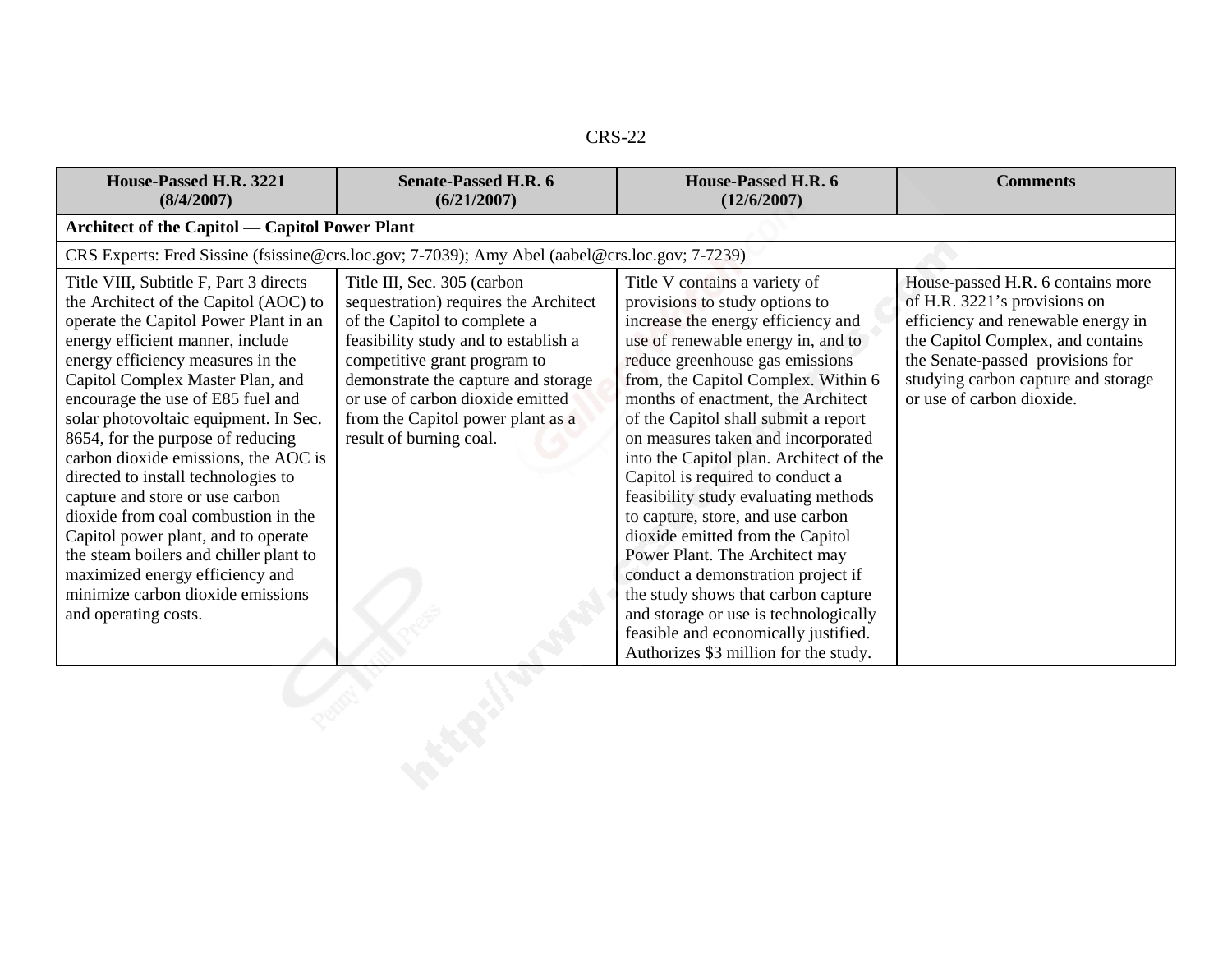| House-Passed H.R. 3221 (8/4/2007) | Senate-Passed H.R. 6 (6/21/2007) | House-Passed H.R. 6 (12/6/2007) | Comments |
|---|---|---|---|
| **Architect of the Capitol — Capitol Power Plant** | | | |
| CRS Experts: Fred Sissine (fsissine@crs.loc.gov; 7-7039); Amy Abel (aabel@crs.loc.gov; 7-7239) | | | |
| Title VIII, Subtitle F, Part 3 directs the Architect of the Capitol (AOC) to operate the Capitol Power Plant in an energy efficient manner, include energy efficiency measures in the Capitol Complex Master Plan, and encourage the use of E85 fuel and solar photovoltaic equipment. In Sec. 8654, for the purpose of reducing carbon dioxide emissions, the AOC is directed to install technologies to capture and store or use carbon dioxide from coal combustion in the Capitol power plant, and to operate the steam boilers and chiller plant to maximized energy efficiency and minimize carbon dioxide emissions and operating costs. | Title III, Sec. 305 (carbon sequestration) requires the Architect of the Capitol to complete a feasibility study and to establish a competitive grant program to demonstrate the capture and storage or use of carbon dioxide emitted from the Capitol power plant as a result of burning coal. | Title V contains a variety of provisions to study options to increase the energy efficiency and use of renewable energy in, and to reduce greenhouse gas emissions from, the Capitol Complex. Within 6 months of enactment, the Architect of the Capitol shall submit a report on measures taken and incorporated into the Capitol plan. Architect of the Capitol is required to conduct a feasibility study evaluating methods to capture, store, and use carbon dioxide emitted from the Capitol Power Plant. The Architect may conduct a demonstration project if the study shows that carbon capture and storage or use is technologically feasible and economically justified. Authorizes $3 million for the study. | House-passed H.R. 6 contains more of H.R. 3221's provisions on efficiency and renewable energy in the Capitol Complex, and contains the Senate-passed provisions for studying carbon capture and storage or use of carbon dioxide. |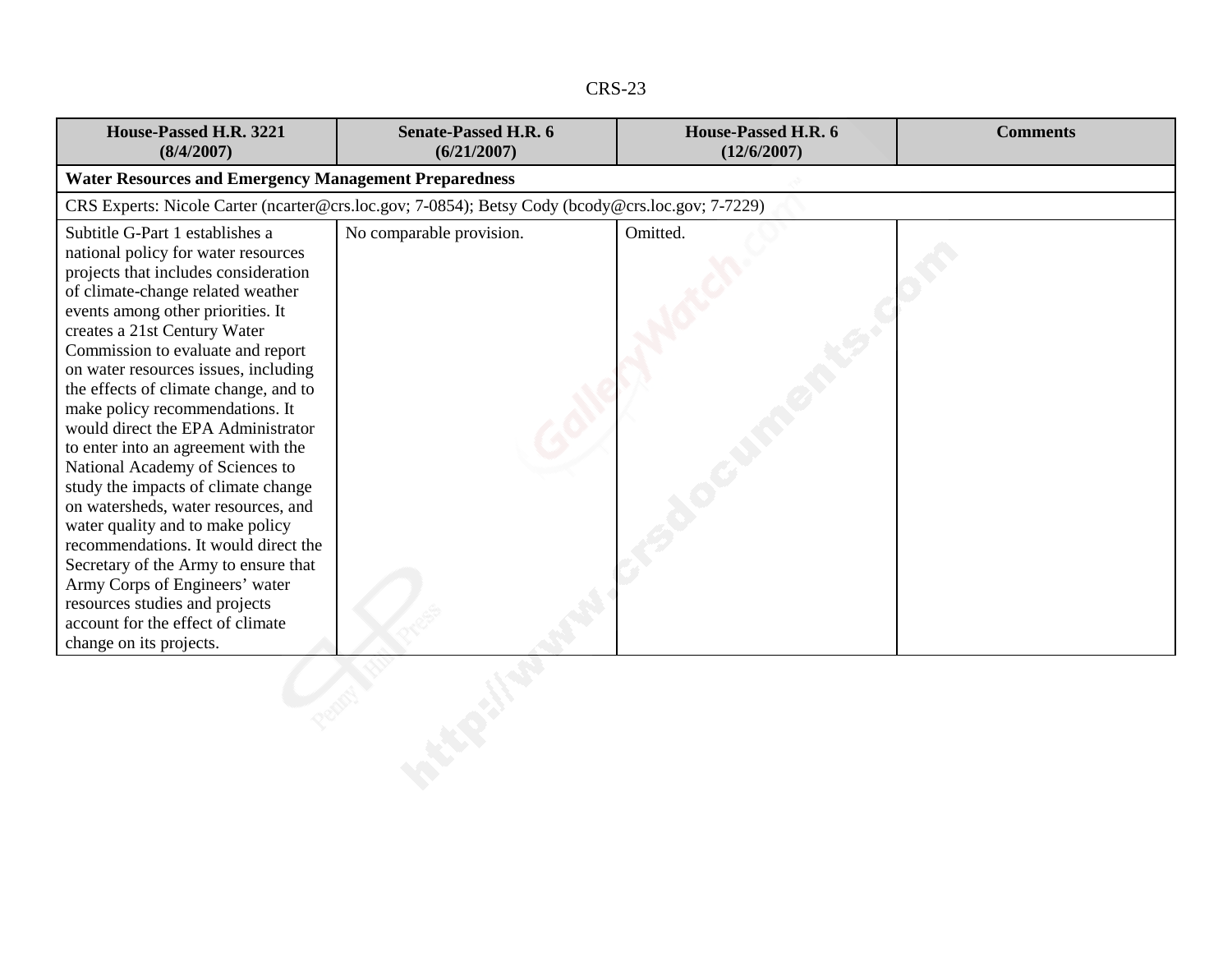| House-Passed H.R. 3221 (8/4/2007) | Senate-Passed H.R. 6 (6/21/2007) | House-Passed H.R. 6 (12/6/2007) | Comments |
|---|---|---|---|
| **Water Resources and Emergency Management Preparedness** | | | |
| CRS Experts: Nicole Carter (ncarter@crs.loc.gov; 7-0854); Betsy Cody (bcody@crs.loc.gov; 7-7229) | | | |
| Subtitle G-Part 1 establishes a national policy for water resources projects that includes consideration of climate-change related weather events among other priorities. It creates a 21st Century Water Commission to evaluate and report on water resources issues, including the effects of climate change, and to make policy recommendations. It would direct the EPA Administrator to enter into an agreement with the National Academy of Sciences to study the impacts of climate change on watersheds, water resources, and water quality and to make policy recommendations. It would direct the Secretary of the Army to ensure that Army Corps of Engineers' water resources studies and projects account for the effect of climate change on its projects. | No comparable provision. | Omitted. | |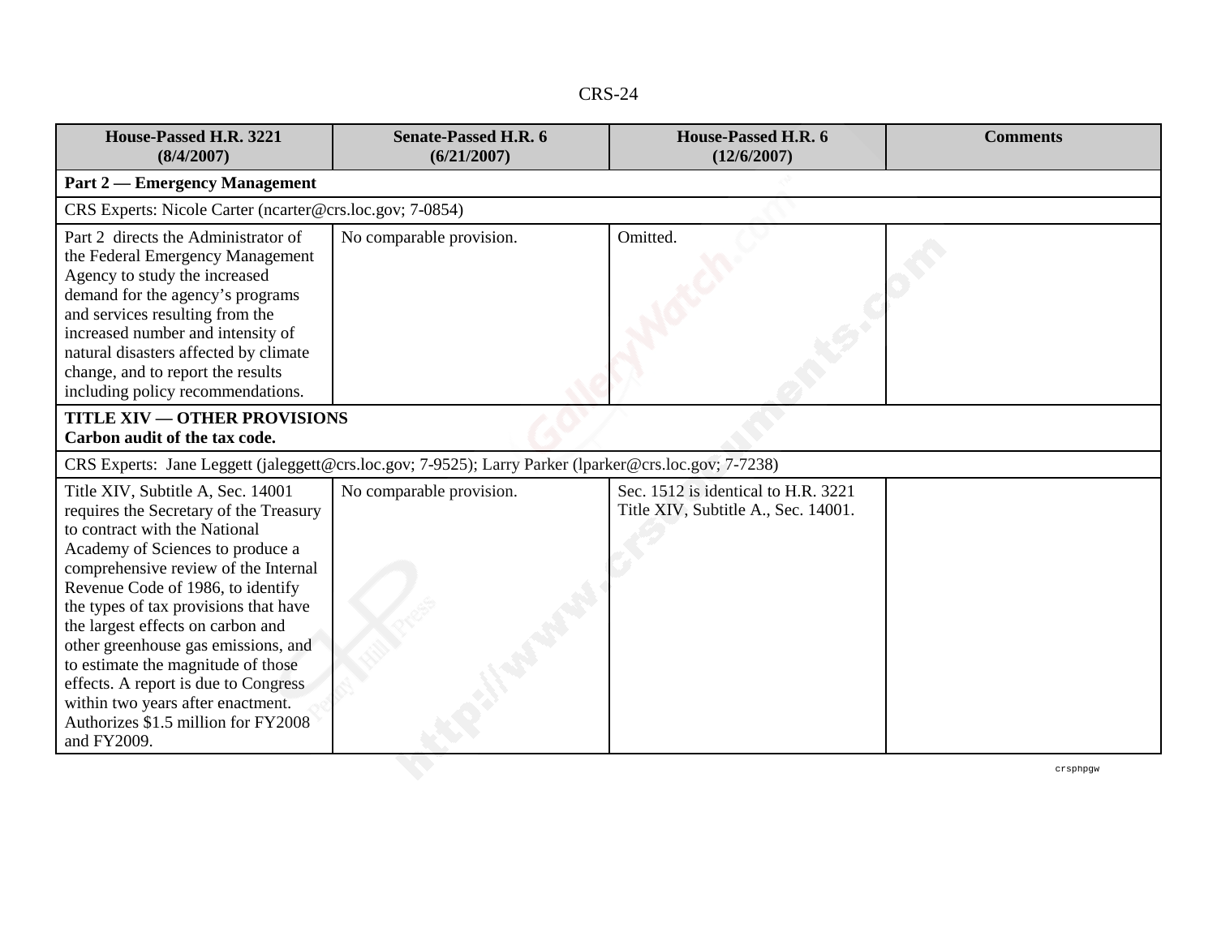| House-Passed H.R. 3221 (8/4/2007) | Senate-Passed H.R. 6 (6/21/2007) | House-Passed H.R. 6 (12/6/2007) | Comments |
|---|---|---|---|
| **Part 2 — Emergency Management** | | | |
| CRS Experts: Nicole Carter (ncarter@crs.loc.gov; 7-0854) | | | |
| Part 2 directs the Administrator of the Federal Emergency Management Agency to study the increased demand for the agency's programs and services resulting from the increased number and intensity of natural disasters affected by climate change, and to report the results including policy recommendations. | No comparable provision. | Omitted. | |
| **TITLE XIV — OTHER PROVISIONS** **Carbon audit of the tax code.** | | | |
| CRS Experts: Jane Leggett (jaleggett@crs.loc.gov; 7-9525); Larry Parker (lparker@crs.loc.gov; 7-7238) | | | |
| Title XIV, Subtitle A, Sec. 14001 requires the Secretary of the Treasury to contract with the National Academy of Sciences to produce a comprehensive review of the Internal Revenue Code of 1986, to identify the types of tax provisions that have the largest effects on carbon and other greenhouse gas emissions, and to estimate the magnitude of those effects. A report is due to Congress within two years after enactment. Authorizes $1.5 million for FY2008 and FY2009. | No comparable provision. | Sec. 1512 is identical to H.R. 3221 Title XIV, Subtitle A., Sec. 14001. | |